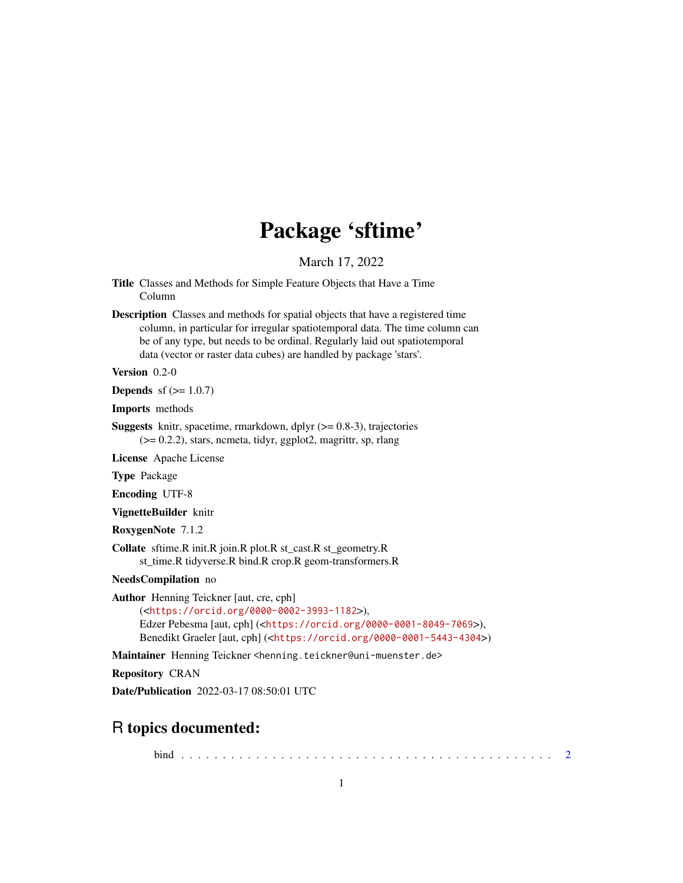# Package 'sftime'

March 17, 2022

**Title** Classes and Methods for Simple Feature Objects that Have a Time Column

**Description** Classes and methods for spatial objects that have a registered time column, in particular for irregular spatiotemporal data. The time column can be of any type, but needs to be ordinal. Regularly laid out spatiotemporal data (vector or raster data cubes) are handled by package 'stars'.

**Version** 0.2-0

**Depends** sf (>= 1.0.7)

**Imports** methods

**Suggests** knitr, spacetime, rmarkdown, dplyr (>= 0.8-3), trajectories (>= 0.2.2), stars, ncmeta, tidyr, ggplot2, magrittr, sp, rlang

**License** Apache License

**Type** Package

**Encoding** UTF-8

**VignetteBuilder** knitr

**RoxygenNote** 7.1.2

**Collate** sftime.R init.R join.R plot.R st_cast.R st_geometry.R st_time.R tidyverse.R bind.R crop.R geom-transformers.R

**NeedsCompilation** no

**Author** Henning Teickner [aut, cre, cph] (<https://orcid.org/0000-0002-3993-1182>), Edzer Pebesma [aut, cph] (<https://orcid.org/0000-0001-8049-7069>), Benedikt Graeler [aut, cph] (<https://orcid.org/0000-0001-5443-4304>)

**Maintainer** Henning Teickner <henning.teickner@uni-muenster.de>

**Repository** CRAN

**Date/Publication** 2022-03-17 08:50:01 UTC

## R topics documented:

bind . . . . . . . . . . . . . . . . . . . . . . . . . . . . . . . . . . . . . . . . . . . 2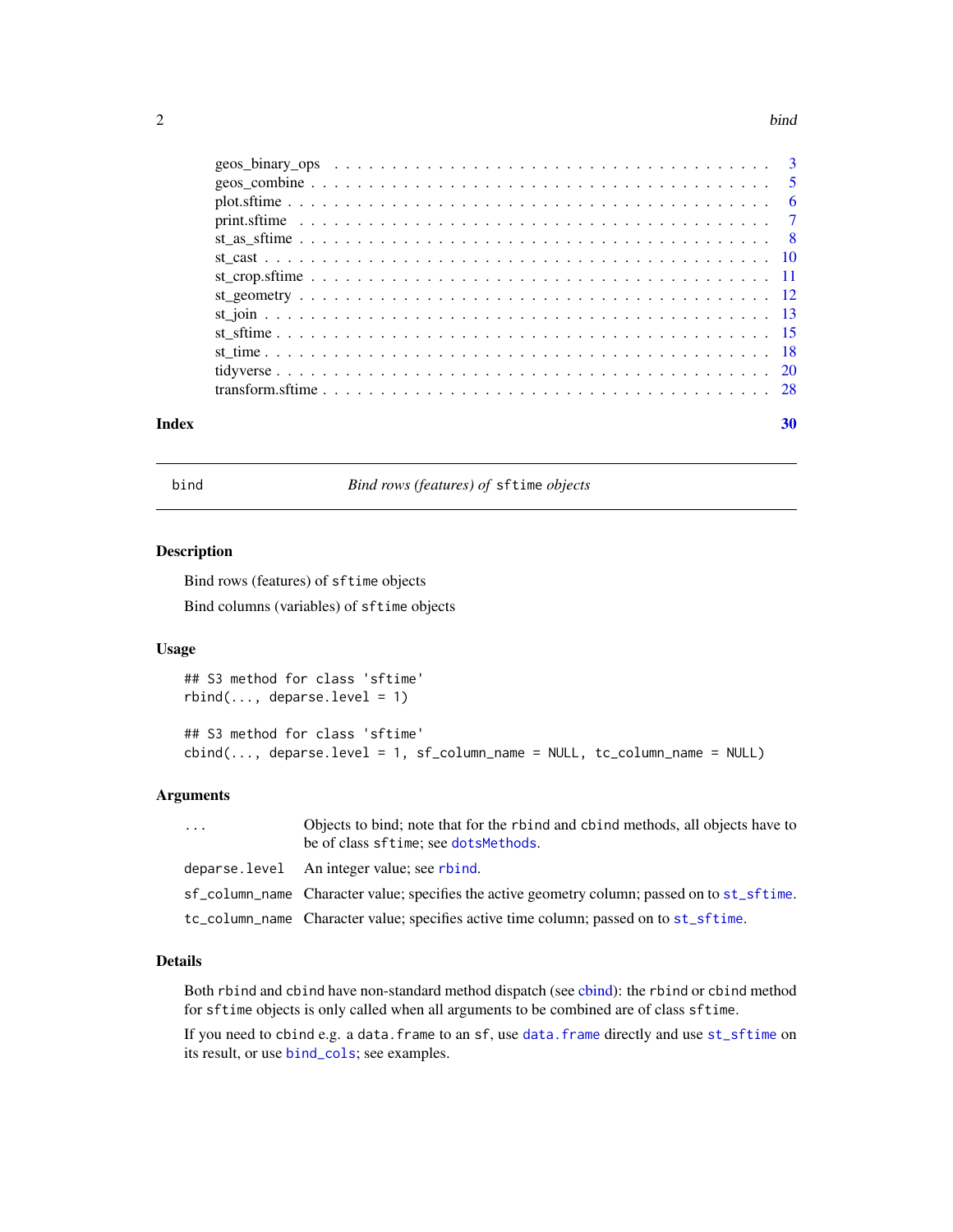geos_binary_ops . . . . . . . . . . . . . . . . . . . . . . . . . . . . . . . . . . . . 3
geos_combine . . . . . . . . . . . . . . . . . . . . . . . . . . . . . . . . . . . . . . 5
plot.sftime . . . . . . . . . . . . . . . . . . . . . . . . . . . . . . . . . . . . . . . 6
print.sftime . . . . . . . . . . . . . . . . . . . . . . . . . . . . . . . . . . . . . . 7
st_as_sftime . . . . . . . . . . . . . . . . . . . . . . . . . . . . . . . . . . . . . . 8
st_cast . . . . . . . . . . . . . . . . . . . . . . . . . . . . . . . . . . . . . . . . . 10
st_crop.sftime . . . . . . . . . . . . . . . . . . . . . . . . . . . . . . . . . . . . . 11
st_geometry . . . . . . . . . . . . . . . . . . . . . . . . . . . . . . . . . . . . . . . 12
st_join . . . . . . . . . . . . . . . . . . . . . . . . . . . . . . . . . . . . . . . . . 13
st_sftime . . . . . . . . . . . . . . . . . . . . . . . . . . . . . . . . . . . . . . . . 15
st_time . . . . . . . . . . . . . . . . . . . . . . . . . . . . . . . . . . . . . . . . . 18
tidyverse . . . . . . . . . . . . . . . . . . . . . . . . . . . . . . . . . . . . . . . . 20
transform.sftime . . . . . . . . . . . . . . . . . . . . . . . . . . . . . . . . . . . . 28

**Index** **30**

---

`bind` *Bind rows (features) of* `sftime` *objects*

---

## Description

Bind rows (features) of `sftime` objects

Bind columns (variables) of `sftime` objects

## Usage

```
## S3 method for class 'sftime'
rbind(..., deparse.level = 1)

## S3 method for class 'sftime'
cbind(..., deparse.level = 1, sf_column_name = NULL, tc_column_name = NULL)
```

## Arguments

| | |
|---|---|
| `...` | Objects to bind; note that for the `rbind` and `cbind` methods, all objects have to be of class `sftime`; see `dotsMethods`. |
| `deparse.level` | An integer value; see `rbind`. |
| `sf_column_name` | Character value; specifies the active geometry column; passed on to `st_sftime`. |
| `tc_column_name` | Character value; specifies active time column; passed on to `st_sftime`. |

## Details

Both `rbind` and `cbind` have non-standard method dispatch (see cbind): the `rbind` or `cbind` method for `sftime` objects is only called when all arguments to be combined are of class `sftime`.

If you need to `cbind` e.g. a `data.frame` to an `sf`, use `data.frame` directly and use `st_sftime` on its result, or use `bind_cols`; see examples.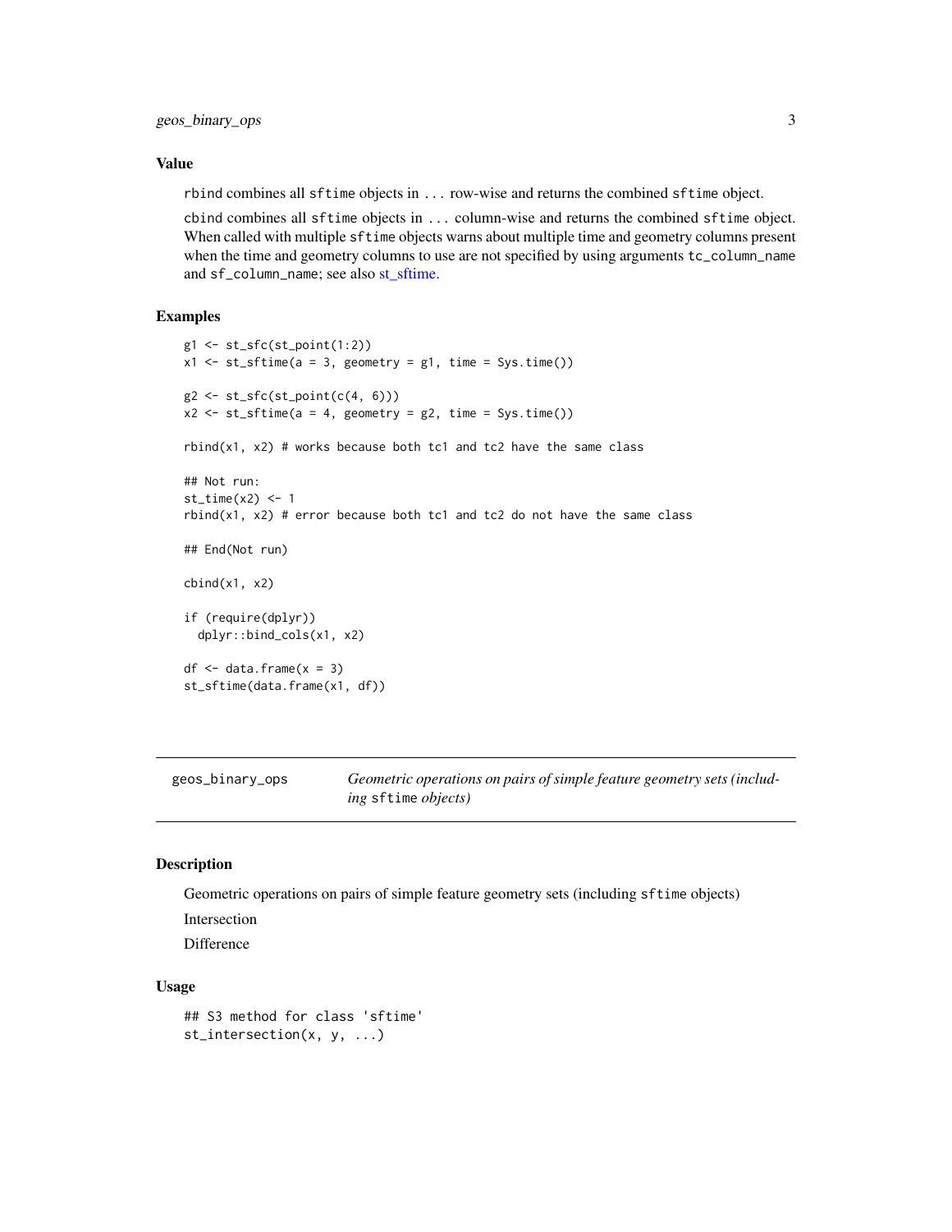### Value

`rbind` combines all `sftime` objects in `...` row-wise and returns the combined `sftime` object.

`cbind` combines all `sftime` objects in `...` column-wise and returns the combined `sftime` object. When called with multiple `sftime` objects warns about multiple time and geometry columns present when the time and geometry columns to use are not specified by using arguments `tc_column_name` and `sf_column_name`; see also st_sftime.

### Examples

```
g1 <- st_sfc(st_point(1:2))
x1 <- st_sftime(a = 3, geometry = g1, time = Sys.time())

g2 <- st_sfc(st_point(c(4, 6)))
x2 <- st_sftime(a = 4, geometry = g2, time = Sys.time())

rbind(x1, x2) # works because both tc1 and tc2 have the same class

## Not run:
st_time(x2) <- 1
rbind(x1, x2) # error because both tc1 and tc2 do not have the same class

## End(Not run)

cbind(x1, x2)

if (require(dplyr))
  dplyr::bind_cols(x1, x2)

df <- data.frame(x = 3)
st_sftime(data.frame(x1, df))
```

---

## geos_binary_ops — *Geometric operations on pairs of simple feature geometry sets (including `sftime` objects)*

### Description

Geometric operations on pairs of simple feature geometry sets (including `sftime` objects)

Intersection

Difference

### Usage

```
## S3 method for class 'sftime'
st_intersection(x, y, ...)
```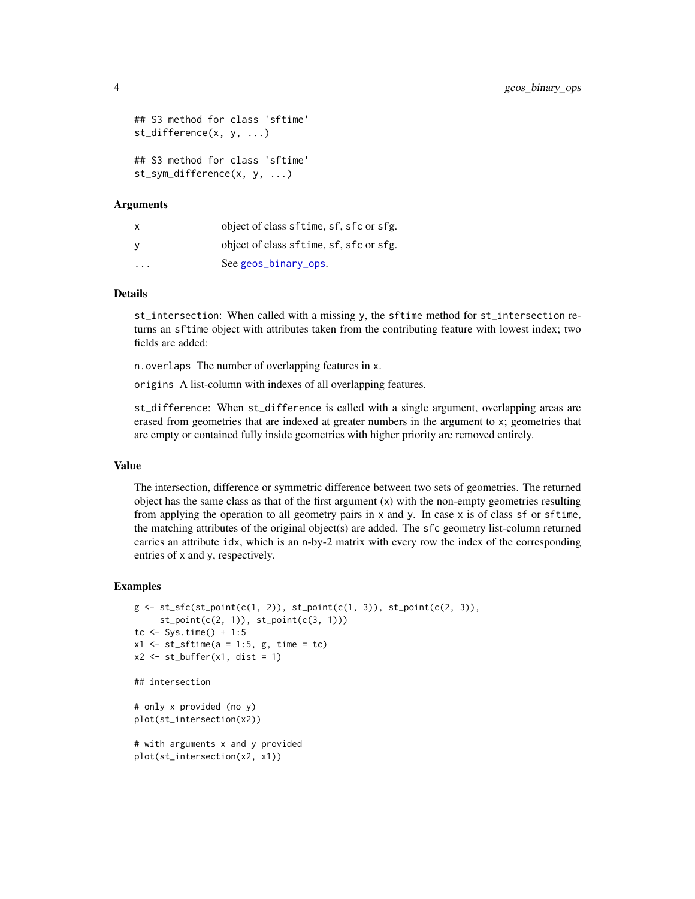```
## S3 method for class 'sftime'
st_difference(x, y, ...)

## S3 method for class 'sftime'
st_sym_difference(x, y, ...)
```

### Arguments

| | |
|---|---|
| x | object of class sftime, sf, sfc or sfg. |
| y | object of class sftime, sf, sfc or sfg. |
| ... | See geos_binary_ops. |

### Details

st_intersection: When called with a missing y, the sftime method for st_intersection returns an sftime object with attributes taken from the contributing feature with lowest index; two fields are added:

n.overlaps The number of overlapping features in x.

origins A list-column with indexes of all overlapping features.

st_difference: When st_difference is called with a single argument, overlapping areas are erased from geometries that are indexed at greater numbers in the argument to x; geometries that are empty or contained fully inside geometries with higher priority are removed entirely.

### Value

The intersection, difference or symmetric difference between two sets of geometries. The returned object has the same class as that of the first argument (x) with the non-empty geometries resulting from applying the operation to all geometry pairs in x and y. In case x is of class sf or sftime, the matching attributes of the original object(s) are added. The sfc geometry list-column returned carries an attribute idx, which is an n-by-2 matrix with every row the index of the corresponding entries of x and y, respectively.

### Examples

```
g <- st_sfc(st_point(c(1, 2)), st_point(c(1, 3)), st_point(c(2, 3)),
     st_point(c(2, 1)), st_point(c(3, 1)))
tc <- Sys.time() + 1:5
x1 <- st_sftime(a = 1:5, g, time = tc)
x2 <- st_buffer(x1, dist = 1)

## intersection

# only x provided (no y)
plot(st_intersection(x2))

# with arguments x and y provided
plot(st_intersection(x2, x1))
```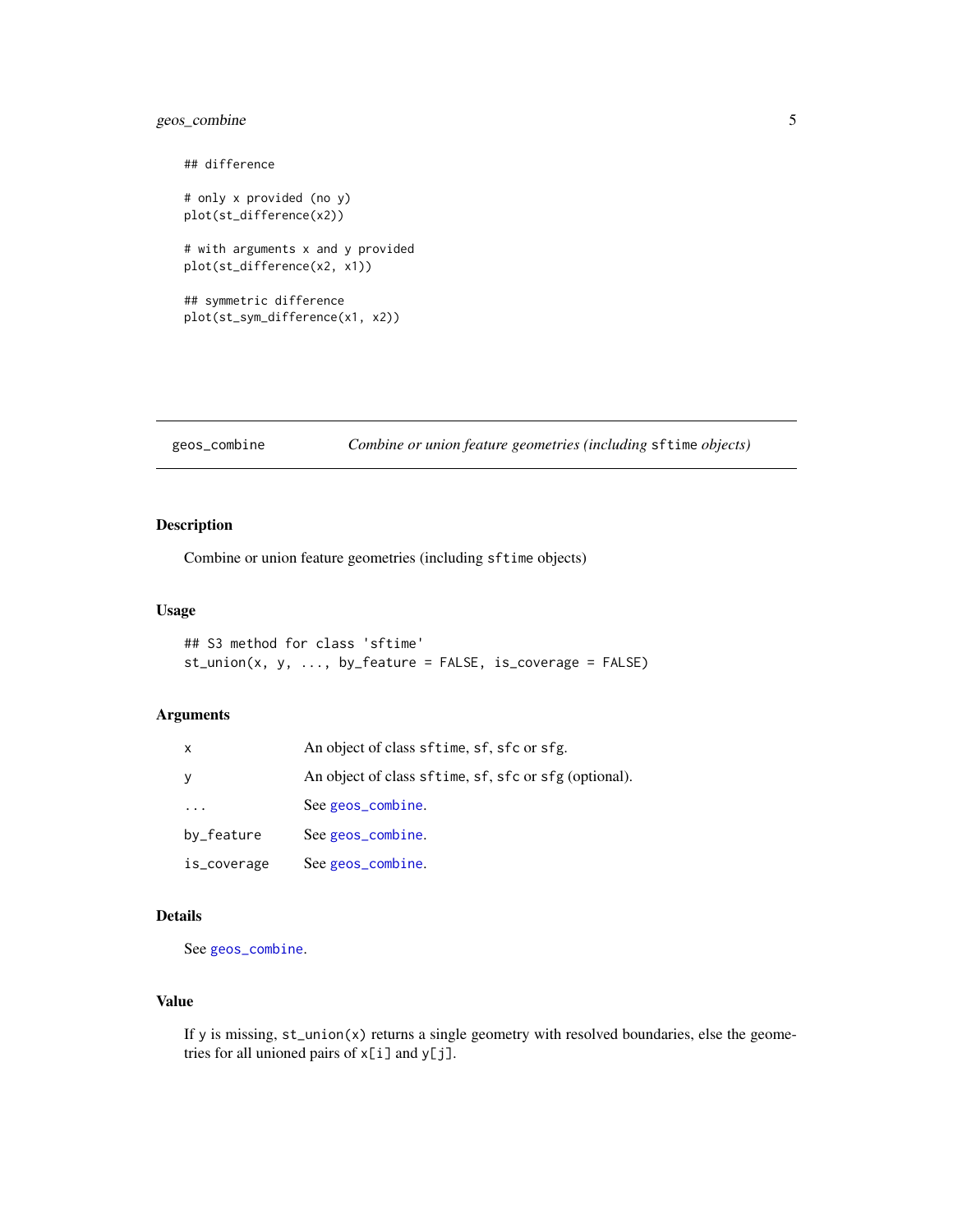```
## difference

# only x provided (no y)
plot(st_difference(x2))

# with arguments x and y provided
plot(st_difference(x2, x1))

## symmetric difference
plot(st_sym_difference(x1, x2))
```

---

## geos_combine — *Combine or union feature geometries (including `sftime` objects)*

---

### Description

Combine or union feature geometries (including `sftime` objects)

### Usage

```
## S3 method for class 'sftime'
st_union(x, y, ..., by_feature = FALSE, is_coverage = FALSE)
```

### Arguments

| | |
|---|---|
| `x` | An object of class `sftime`, `sf`, `sfc` or `sfg`. |
| `y` | An object of class `sftime`, `sf`, `sfc` or `sfg` (optional). |
| `...` | See `geos_combine`. |
| `by_feature` | See `geos_combine`. |
| `is_coverage` | See `geos_combine`. |

### Details

See `geos_combine`.

### Value

If `y` is missing, `st_union(x)` returns a single geometry with resolved boundaries, else the geometries for all unioned pairs of `x[i]` and `y[j]`.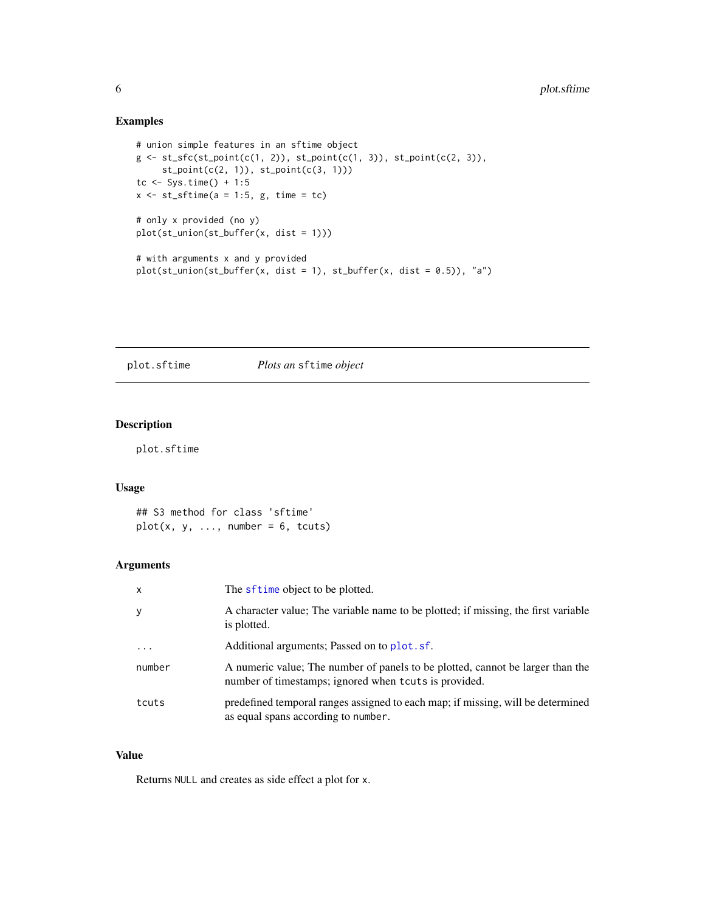### Examples

```
# union simple features in an sftime object
g <- st_sfc(st_point(c(1, 2)), st_point(c(1, 3)), st_point(c(2, 3)),
     st_point(c(2, 1)), st_point(c(3, 1)))
tc <- Sys.time() + 1:5
x <- st_sftime(a = 1:5, g, time = tc)

# only x provided (no y)
plot(st_union(st_buffer(x, dist = 1)))

# with arguments x and y provided
plot(st_union(st_buffer(x, dist = 1), st_buffer(x, dist = 0.5)), "a")
```

---

## plot.sftime — *Plots an* `sftime` *object*

### Description

plot.sftime

### Usage

```
## S3 method for class 'sftime'
plot(x, y, ..., number = 6, tcuts)
```

### Arguments

| | |
|---|---|
| x | The `sftime` object to be plotted. |
| y | A character value; The variable name to be plotted; if missing, the first variable is plotted. |
| ... | Additional arguments; Passed on to `plot.sf`. |
| number | A numeric value; The number of panels to be plotted, cannot be larger than the number of timestamps; ignored when `tcuts` is provided. |
| tcuts | predefined temporal ranges assigned to each map; if missing, will be determined as equal spans according to `number`. |

### Value

Returns `NULL` and creates as side effect a plot for `x`.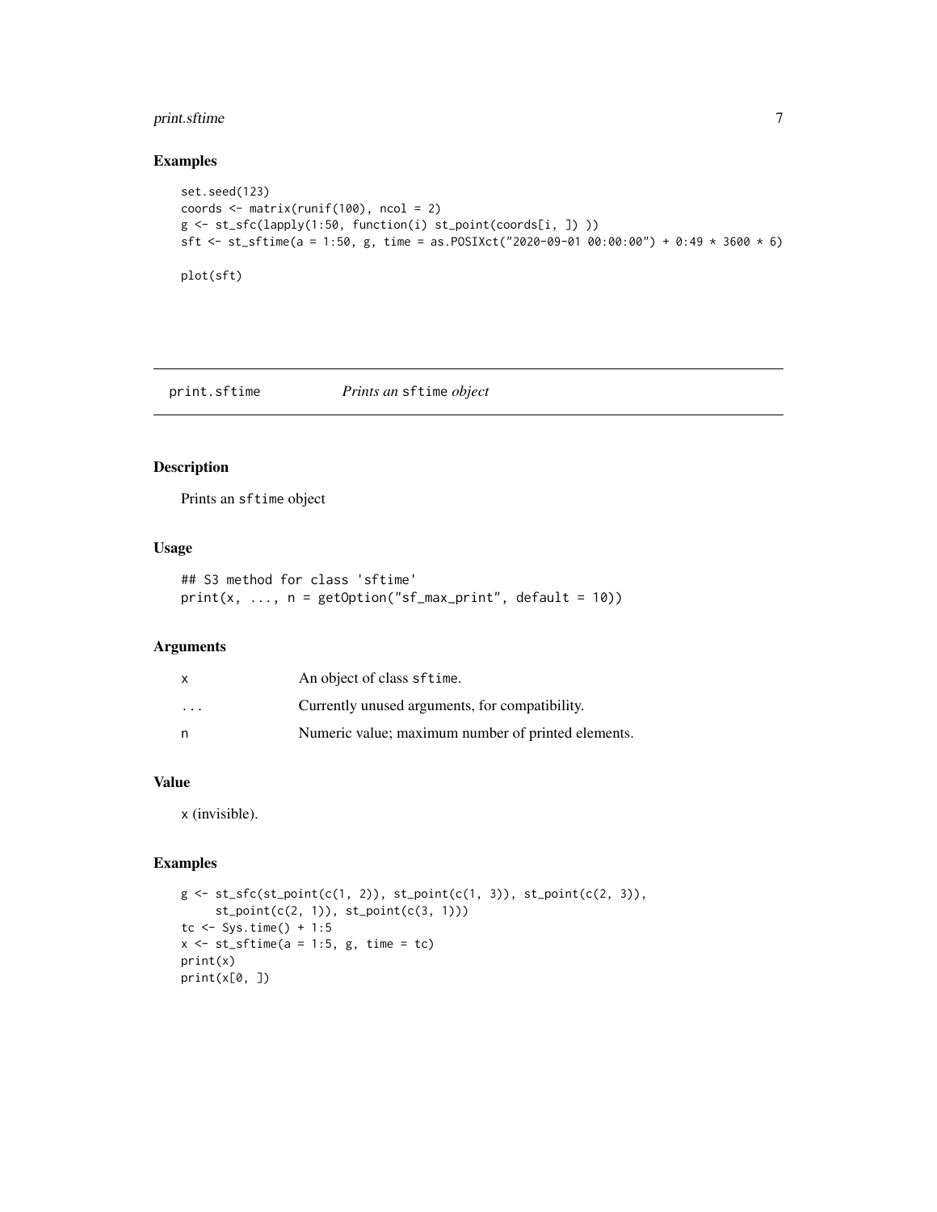## Examples

```
set.seed(123)
coords <- matrix(runif(100), ncol = 2)
g <- st_sfc(lapply(1:50, function(i) st_point(coords[i, ]) ))
sft <- st_sftime(a = 1:50, g, time = as.POSIXct("2020-09-01 00:00:00") + 0:49 * 3600 * 6)

plot(sft)
```

---

# print.sftime *Prints an* sftime *object*

---

## Description

Prints an sftime object

## Usage

```
## S3 method for class 'sftime'
print(x, ..., n = getOption("sf_max_print", default = 10))
```

## Arguments

| | |
|---|---|
| x | An object of class sftime. |
| ... | Currently unused arguments, for compatibility. |
| n | Numeric value; maximum number of printed elements. |

## Value

x (invisible).

## Examples

```
g <- st_sfc(st_point(c(1, 2)), st_point(c(1, 3)), st_point(c(2, 3)),
     st_point(c(2, 1)), st_point(c(3, 1)))
tc <- Sys.time() + 1:5
x <- st_sftime(a = 1:5, g, time = tc)
print(x)
print(x[0, ])
```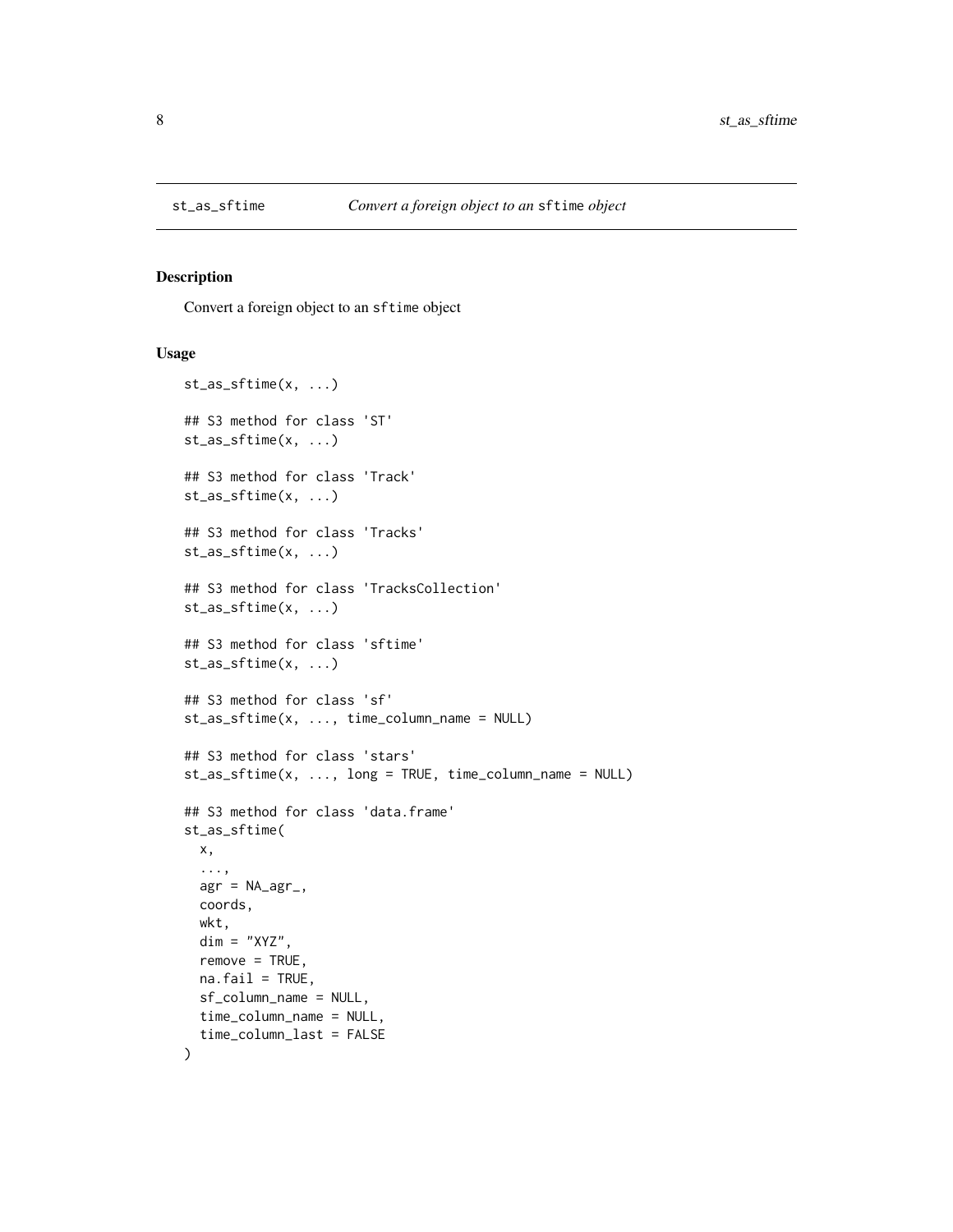## st_as_sftime — *Convert a foreign object to an* `sftime` *object*

### Description

Convert a foreign object to an `sftime` object

### Usage

```
st_as_sftime(x, ...)

## S3 method for class 'ST'
st_as_sftime(x, ...)

## S3 method for class 'Track'
st_as_sftime(x, ...)

## S3 method for class 'Tracks'
st_as_sftime(x, ...)

## S3 method for class 'TracksCollection'
st_as_sftime(x, ...)

## S3 method for class 'sftime'
st_as_sftime(x, ...)

## S3 method for class 'sf'
st_as_sftime(x, ..., time_column_name = NULL)

## S3 method for class 'stars'
st_as_sftime(x, ..., long = TRUE, time_column_name = NULL)

## S3 method for class 'data.frame'
st_as_sftime(
  x,
  ...,
  agr = NA_agr_,
  coords,
  wkt,
  dim = "XYZ",
  remove = TRUE,
  na.fail = TRUE,
  sf_column_name = NULL,
  time_column_name = NULL,
  time_column_last = FALSE
)
```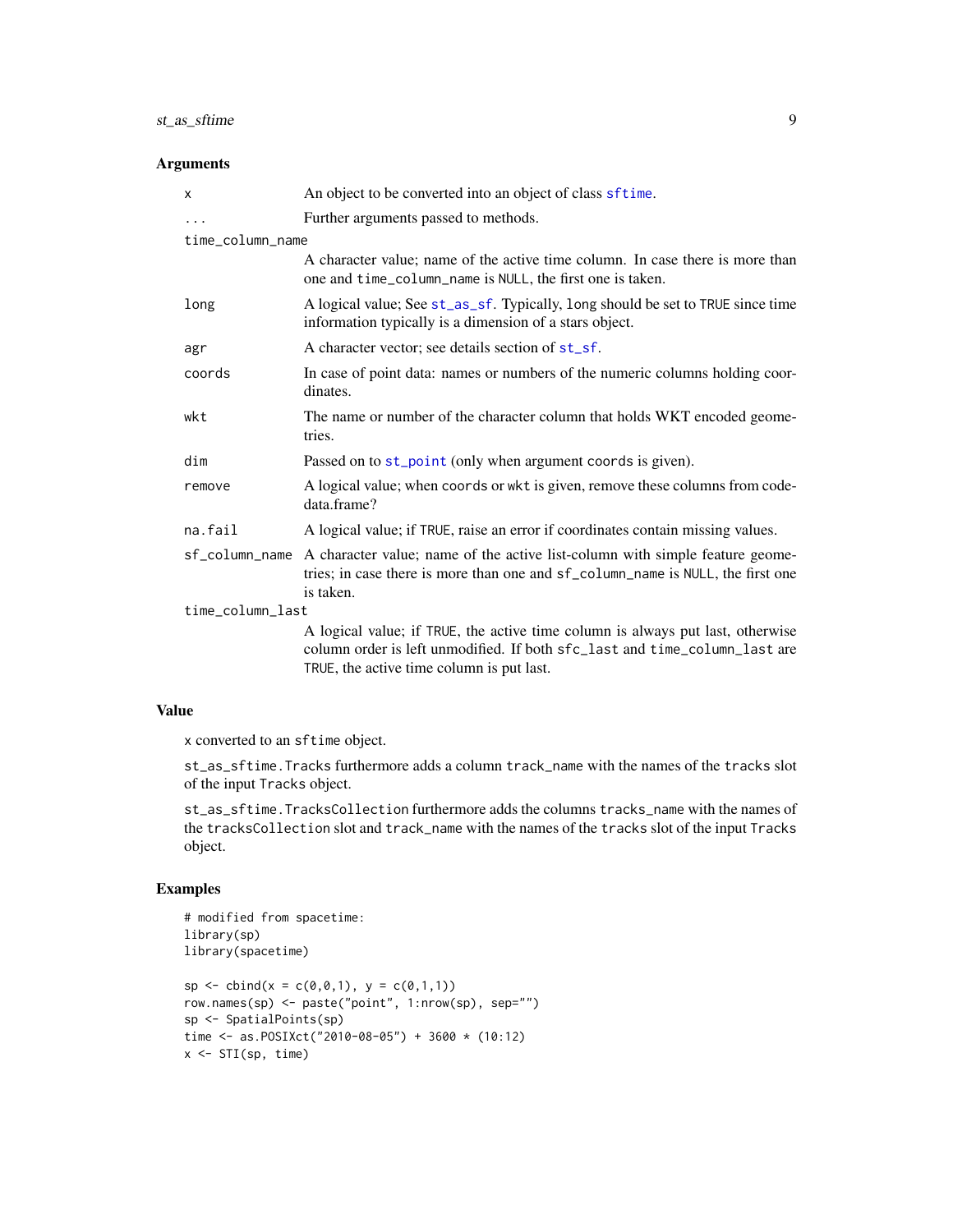## Arguments

| | |
|---|---|
| x | An object to be converted into an object of class `sftime`. |
| ... | Further arguments passed to methods. |
| time_column_name | A character value; name of the active time column. In case there is more than one and `time_column_name` is `NULL`, the first one is taken. |
| long | A logical value; See `st_as_sf`. Typically, `long` should be set to `TRUE` since time information typically is a dimension of a stars object. |
| agr | A character vector; see details section of `st_sf`. |
| coords | In case of point data: names or numbers of the numeric columns holding coordinates. |
| wkt | The name or number of the character column that holds WKT encoded geometries. |
| dim | Passed on to `st_point` (only when argument `coords` is given). |
| remove | A logical value; when `coords` or `wkt` is given, remove these columns from code-data.frame? |
| na.fail | A logical value; if `TRUE`, raise an error if coordinates contain missing values. |
| sf_column_name | A character value; name of the active list-column with simple feature geometries; in case there is more than one and `sf_column_name` is `NULL`, the first one is taken. |
| time_column_last | A logical value; if `TRUE`, the active time column is always put last, otherwise column order is left unmodified. If both `sfc_last` and `time_column_last` are `TRUE`, the active time column is put last. |

## Value

x converted to an `sftime` object.

`st_as_sftime.Tracks` furthermore adds a column `track_name` with the names of the `tracks` slot of the input `Tracks` object.

`st_as_sftime.TracksCollection` furthermore adds the columns `tracks_name` with the names of the `tracksCollection` slot and `track_name` with the names of the `tracks` slot of the input `Tracks` object.

## Examples

```
# modified from spacetime:
library(sp)
library(spacetime)

sp <- cbind(x = c(0,0,1), y = c(0,1,1))
row.names(sp) <- paste("point", 1:nrow(sp), sep="")
sp <- SpatialPoints(sp)
time <- as.POSIXct("2010-08-05") + 3600 * (10:12)
x <- STI(sp, time)
```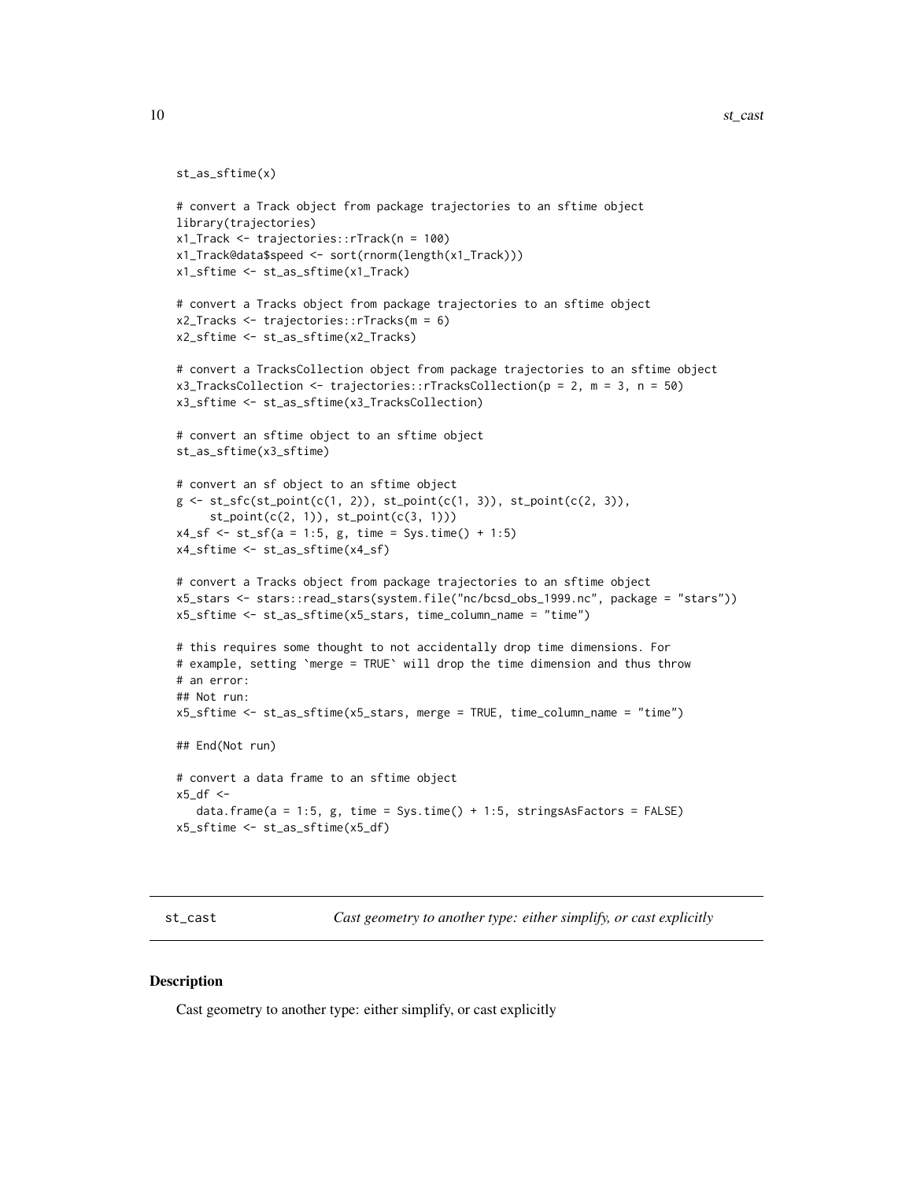```
st_as_sftime(x)

# convert a Track object from package trajectories to an sftime object
library(trajectories)
x1_Track <- trajectories::rTrack(n = 100)
x1_Track@data$speed <- sort(rnorm(length(x1_Track)))
x1_sftime <- st_as_sftime(x1_Track)

# convert a Tracks object from package trajectories to an sftime object
x2_Tracks <- trajectories::rTracks(m = 6)
x2_sftime <- st_as_sftime(x2_Tracks)

# convert a TracksCollection object from package trajectories to an sftime object
x3_TracksCollection <- trajectories::rTracksCollection(p = 2, m = 3, n = 50)
x3_sftime <- st_as_sftime(x3_TracksCollection)

# convert an sftime object to an sftime object
st_as_sftime(x3_sftime)

# convert an sf object to an sftime object
g <- st_sfc(st_point(c(1, 2)), st_point(c(1, 3)), st_point(c(2, 3)),
     st_point(c(2, 1)), st_point(c(3, 1)))
x4_sf <- st_sf(a = 1:5, g, time = Sys.time() + 1:5)
x4_sftime <- st_as_sftime(x4_sf)

# convert a Tracks object from package trajectories to an sftime object
x5_stars <- stars::read_stars(system.file("nc/bcsd_obs_1999.nc", package = "stars"))
x5_sftime <- st_as_sftime(x5_stars, time_column_name = "time")

# this requires some thought to not accidentally drop time dimensions. For
# example, setting `merge = TRUE` will drop the time dimension and thus throw
# an error:
## Not run:
x5_sftime <- st_as_sftime(x5_stars, merge = TRUE, time_column_name = "time")

## End(Not run)

# convert a data frame to an sftime object
x5_df <-
   data.frame(a = 1:5, g, time = Sys.time() + 1:5, stringsAsFactors = FALSE)
x5_sftime <- st_as_sftime(x5_df)
```

## st_cast — *Cast geometry to another type: either simplify, or cast explicitly*

### Description

Cast geometry to another type: either simplify, or cast explicitly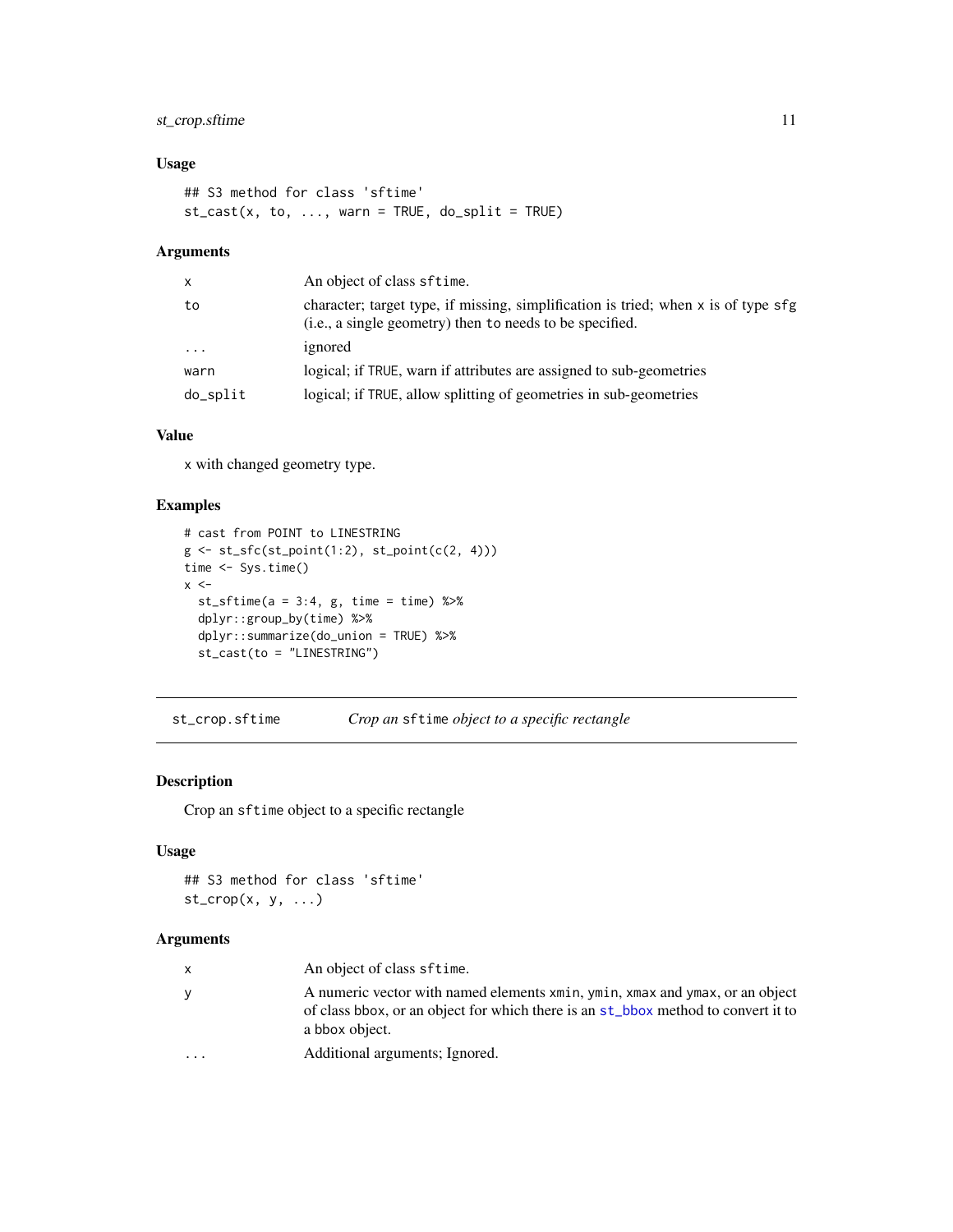### Usage

```
## S3 method for class 'sftime'
st_cast(x, to, ..., warn = TRUE, do_split = TRUE)
```

### Arguments

| | |
|---|---|
| `x` | An object of class `sftime`. |
| `to` | character; target type, if missing, simplification is tried; when `x` is of type `sfg` (i.e., a single geometry) then `to` needs to be specified. |
| `...` | ignored |
| `warn` | logical; if `TRUE`, warn if attributes are assigned to sub-geometries |
| `do_split` | logical; if `TRUE`, allow splitting of geometries in sub-geometries |

### Value

`x` with changed geometry type.

### Examples

```
# cast from POINT to LINESTRING
g <- st_sfc(st_point(1:2), st_point(c(2, 4)))
time <- Sys.time()
x <-
  st_sftime(a = 3:4, g, time = time) %>%
  dplyr::group_by(time) %>%
  dplyr::summarize(do_union = TRUE) %>%
  st_cast(to = "LINESTRING")
```

---

## st_crop.sftime — *Crop an `sftime` object to a specific rectangle*

### Description

Crop an `sftime` object to a specific rectangle

### Usage

```
## S3 method for class 'sftime'
st_crop(x, y, ...)
```

### Arguments

| | |
|---|---|
| `x` | An object of class `sftime`. |
| `y` | A numeric vector with named elements `xmin`, `ymin`, `xmax` and `ymax`, or an object of class bbox, or an object for which there is an `st_bbox` method to convert it to a bbox object. |
| `...` | Additional arguments; Ignored. |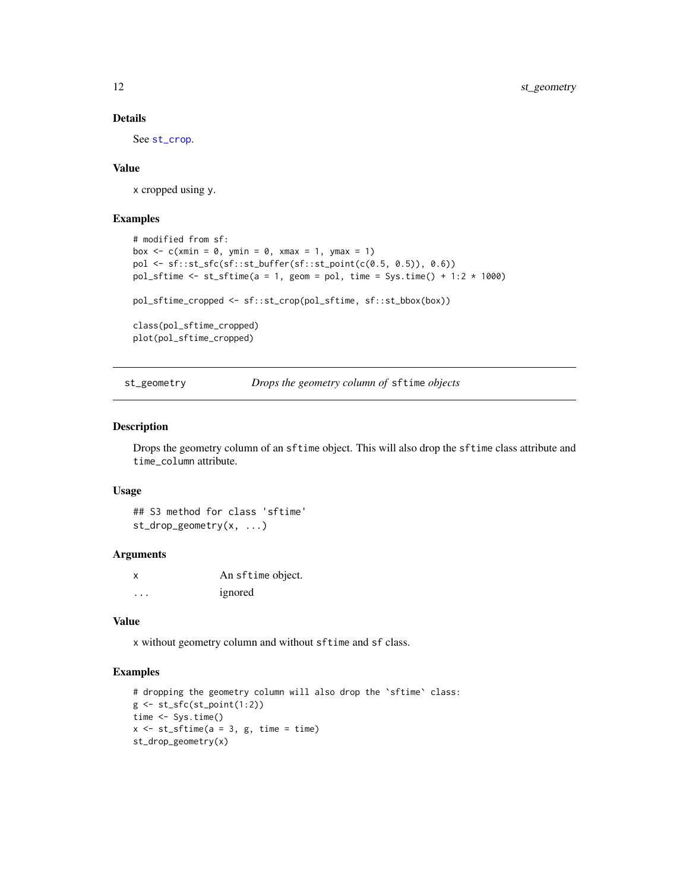### Details

See `st_crop`.

### Value

x cropped using y.

### Examples

```
# modified from sf:
box <- c(xmin = 0, ymin = 0, xmax = 1, ymax = 1)
pol <- sf::st_sfc(sf::st_buffer(sf::st_point(c(0.5, 0.5)), 0.6))
pol_sftime <- st_sftime(a = 1, geom = pol, time = Sys.time() + 1:2 * 1000)

pol_sftime_cropped <- sf::st_crop(pol_sftime, sf::st_bbox(box))

class(pol_sftime_cropped)
plot(pol_sftime_cropped)
```

---

## st_geometry — *Drops the geometry column of* `sftime` *objects*

### Description

Drops the geometry column of an `sftime` object. This will also drop the `sftime` class attribute and `time_column` attribute.

### Usage

```
## S3 method for class 'sftime'
st_drop_geometry(x, ...)
```

### Arguments

| | |
|---|---|
| x | An `sftime` object. |
| ... | ignored |

### Value

x without geometry column and without `sftime` and `sf` class.

### Examples

```
# dropping the geometry column will also drop the `sftime` class:
g <- st_sfc(st_point(1:2))
time <- Sys.time()
x <- st_sftime(a = 3, g, time = time)
st_drop_geometry(x)
```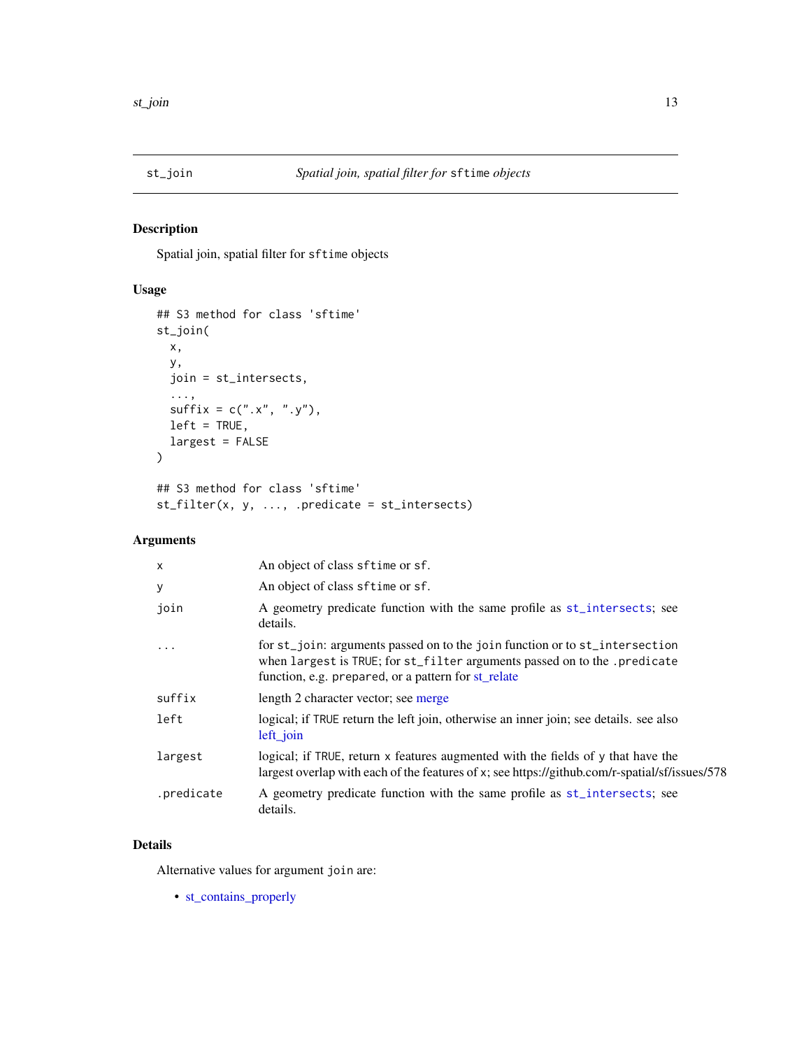## st_join — *Spatial join, spatial filter for `sftime` objects*

### Description

Spatial join, spatial filter for `sftime` objects

### Usage

```
## S3 method for class 'sftime'
st_join(
  x,
  y,
  join = st_intersects,
  ...,
  suffix = c(".x", ".y"),
  left = TRUE,
  largest = FALSE
)

## S3 method for class 'sftime'
st_filter(x, y, ..., .predicate = st_intersects)
```

### Arguments

| Argument | Description |
|---|---|
| `x` | An object of class `sftime` or `sf`. |
| `y` | An object of class `sftime` or `sf`. |
| `join` | A geometry predicate function with the same profile as `st_intersects`; see details. |
| `...` | for `st_join`: arguments passed on to the `join` function or to `st_intersection` when `largest` is `TRUE`; for `st_filter` arguments passed on to the `.predicate` function, e.g. `prepared`, or a pattern for st_relate |
| `suffix` | length 2 character vector; see merge |
| `left` | logical; if `TRUE` return the left join, otherwise an inner join; see details. see also left_join |
| `largest` | logical; if `TRUE`, return `x` features augmented with the fields of `y` that have the largest overlap with each of the features of `x`; see https://github.com/r-spatial/sf/issues/578 |
| `.predicate` | A geometry predicate function with the same profile as `st_intersects`; see details. |

### Details

Alternative values for argument `join` are:

- st_contains_properly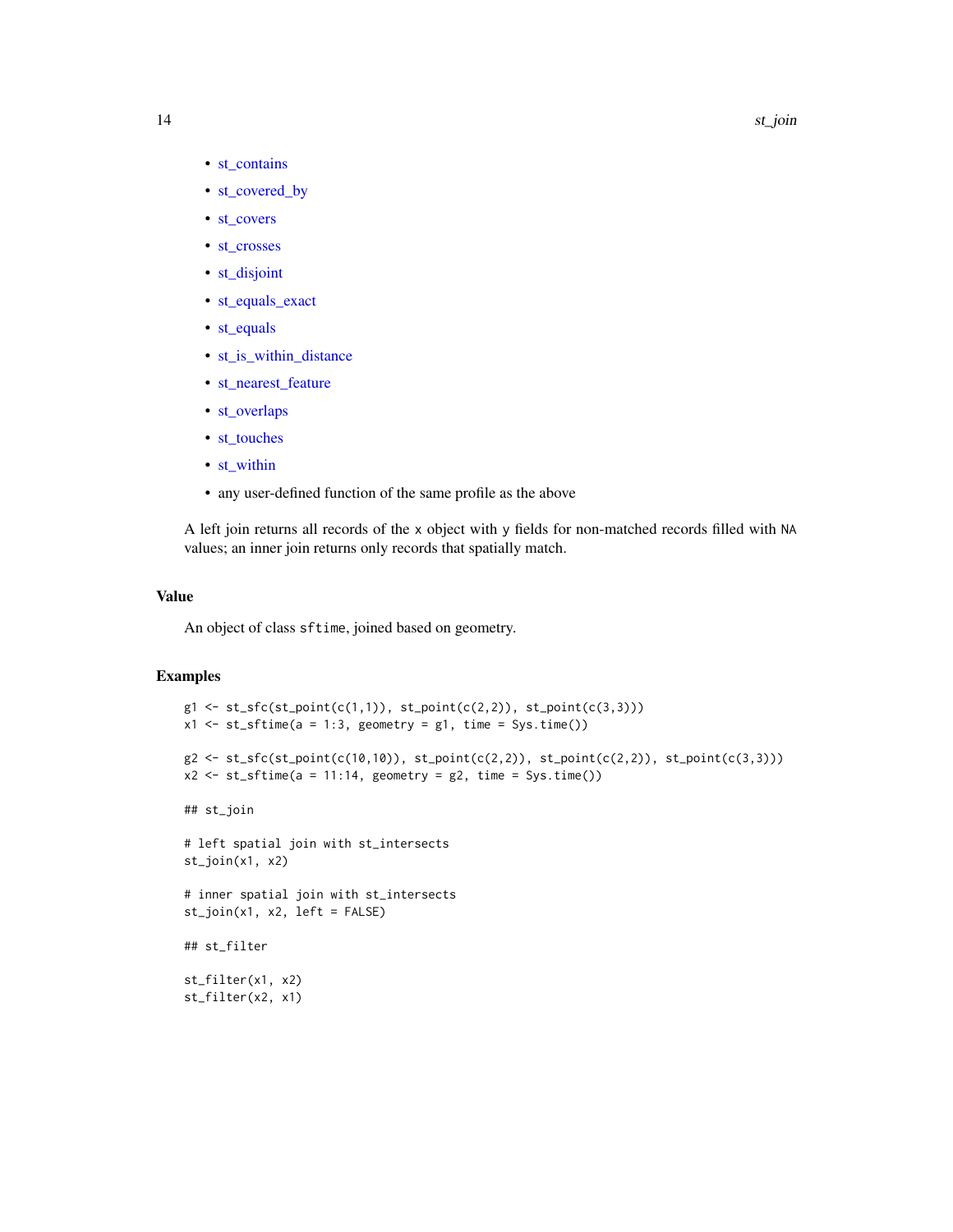- st_contains
- st_covered_by
- st_covers
- st_crosses
- st_disjoint
- st_equals_exact
- st_equals
- st_is_within_distance
- st_nearest_feature
- st_overlaps
- st_touches
- st_within
- any user-defined function of the same profile as the above

A left join returns all records of the `x` object with `y` fields for non-matched records filled with `NA` values; an inner join returns only records that spatially match.

### Value

An object of class `sftime`, joined based on geometry.

### Examples

```
g1 <- st_sfc(st_point(c(1,1)), st_point(c(2,2)), st_point(c(3,3)))
x1 <- st_sftime(a = 1:3, geometry = g1, time = Sys.time())

g2 <- st_sfc(st_point(c(10,10)), st_point(c(2,2)), st_point(c(2,2)), st_point(c(3,3)))
x2 <- st_sftime(a = 11:14, geometry = g2, time = Sys.time())

## st_join

# left spatial join with st_intersects
st_join(x1, x2)

# inner spatial join with st_intersects
st_join(x1, x2, left = FALSE)

## st_filter

st_filter(x1, x2)
st_filter(x2, x1)
```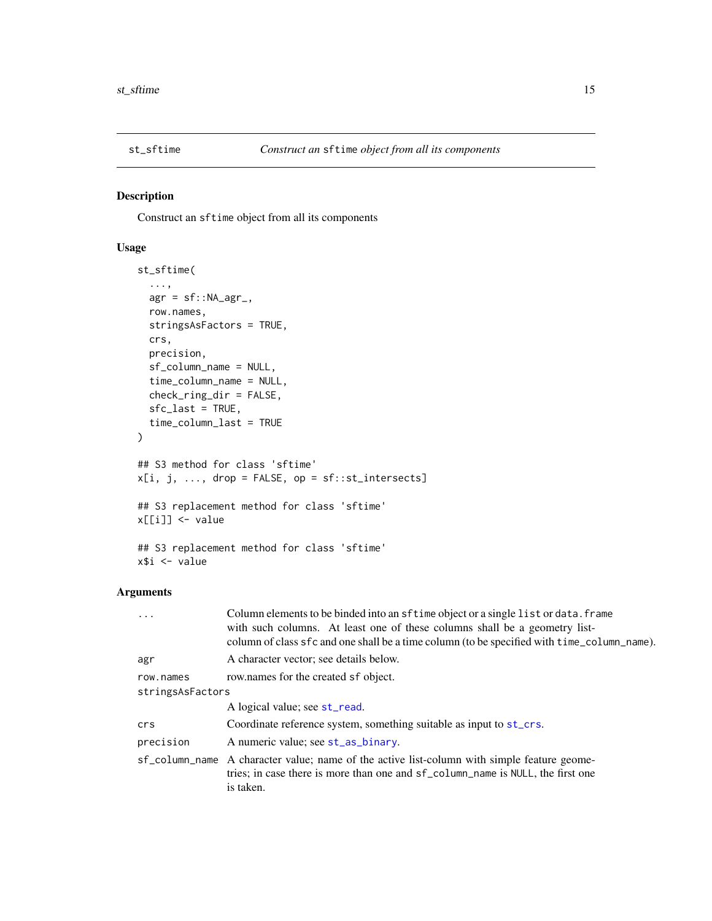## st_sftime — *Construct an sftime object from all its components*

### Description

Construct an `sftime` object from all its components

### Usage

```
st_sftime(
  ...,
  agr = sf::NA_agr_,
  row.names,
  stringsAsFactors = TRUE,
  crs,
  precision,
  sf_column_name = NULL,
  time_column_name = NULL,
  check_ring_dir = FALSE,
  sfc_last = TRUE,
  time_column_last = TRUE
)

## S3 method for class 'sftime'
x[i, j, ..., drop = FALSE, op = sf::st_intersects]

## S3 replacement method for class 'sftime'
x[[i]] <- value

## S3 replacement method for class 'sftime'
x$i <- value
```

### Arguments

| | |
|---|---|
| `...` | Column elements to be binded into an `sftime` object or a single `list` or `data.frame` with such columns. At least one of these columns shall be a geometry list-column of class `sfc` and one shall be a time column (to be specified with `time_column_name`). |
| `agr` | A character vector; see details below. |
| `row.names` | row.names for the created `sf` object. |
| `stringsAsFactors` | A logical value; see `st_read`. |
| `crs` | Coordinate reference system, something suitable as input to `st_crs`. |
| `precision` | A numeric value; see `st_as_binary`. |
| `sf_column_name` | A character value; name of the active list-column with simple feature geometries; in case there is more than one and `sf_column_name` is `NULL`, the first one is taken. |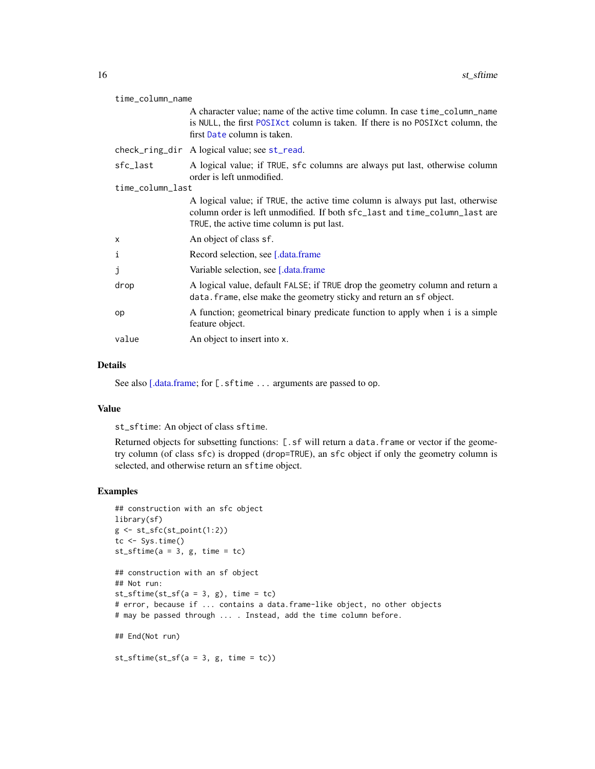| | |
|---|---|
| `time_column_name` | A character value; name of the active time column. In case `time_column_name` is `NULL`, the first `POSIXct` column is taken. If there is no `POSIXct` column, the first `Date` column is taken. |
| `check_ring_dir` | A logical value; see `st_read`. |
| `sfc_last` | A logical value; if `TRUE`, `sfc` columns are always put last, otherwise column order is left unmodified. |
| `time_column_last` | A logical value; if `TRUE`, the active time column is always put last, otherwise column order is left unmodified. If both `sfc_last` and `time_column_last` are `TRUE`, the active time column is put last. |
| `x` | An object of class `sf`. |
| `i` | Record selection, see [.data.frame |
| `j` | Variable selection, see [.data.frame |
| `drop` | A logical value, default `FALSE`; if `TRUE` drop the geometry column and return a `data.frame`, else make the geometry sticky and return an `sf` object. |
| `op` | A function; geometrical binary predicate function to apply when `i` is a simple feature object. |
| `value` | An object to insert into `x`. |

## Details

See also [.data.frame; for `[.sftime ...` arguments are passed to `op`.

## Value

`st_sftime`: An object of class `sftime`.

Returned objects for subsetting functions: `[.sf` will return a `data.frame` or vector if the geometry column (of class `sfc`) is dropped (`drop=TRUE`), an `sfc` object if only the geometry column is selected, and otherwise return an `sftime` object.

## Examples

```
## construction with an sfc object
library(sf)
g <- st_sfc(st_point(1:2))
tc <- Sys.time()
st_sftime(a = 3, g, time = tc)

## construction with an sf object
## Not run:
st_sftime(st_sf(a = 3, g), time = tc)
# error, because if ... contains a data.frame-like object, no other objects
# may be passed through ... . Instead, add the time column before.

## End(Not run)

st_sftime(st_sf(a = 3, g, time = tc))
```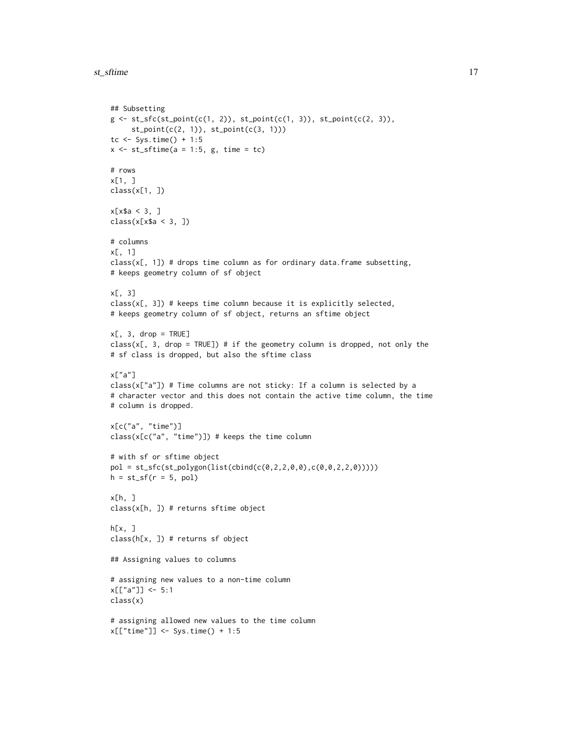```
## Subsetting
g <- st_sfc(st_point(c(1, 2)), st_point(c(1, 3)), st_point(c(2, 3)),
     st_point(c(2, 1)), st_point(c(3, 1)))
tc <- Sys.time() + 1:5
x <- st_sftime(a = 1:5, g, time = tc)

# rows
x[1, ]
class(x[1, ])

x[x$a < 3, ]
class(x[x$a < 3, ])

# columns
x[, 1]
class(x[, 1]) # drops time column as for ordinary data.frame subsetting,
# keeps geometry column of sf object

x[, 3]
class(x[, 3]) # keeps time column because it is explicitly selected,
# keeps geometry column of sf object, returns an sftime object

x[, 3, drop = TRUE]
class(x[, 3, drop = TRUE]) # if the geometry column is dropped, not only the
# sf class is dropped, but also the sftime class

x["a"]
class(x["a"]) # Time columns are not sticky: If a column is selected by a
# character vector and this does not contain the active time column, the time
# column is dropped.

x[c("a", "time")]
class(x[c("a", "time")]) # keeps the time column

# with sf or sftime object
pol = st_sfc(st_polygon(list(cbind(c(0,2,2,0,0),c(0,0,2,2,0)))))
h = st_sf(r = 5, pol)

x[h, ]
class(x[h, ]) # returns sftime object

h[x, ]
class(h[x, ]) # returns sf object

## Assigning values to columns

# assigning new values to a non-time column
x[["a"]] <- 5:1
class(x)

# assigning allowed new values to the time column
x[["time"]] <- Sys.time() + 1:5
```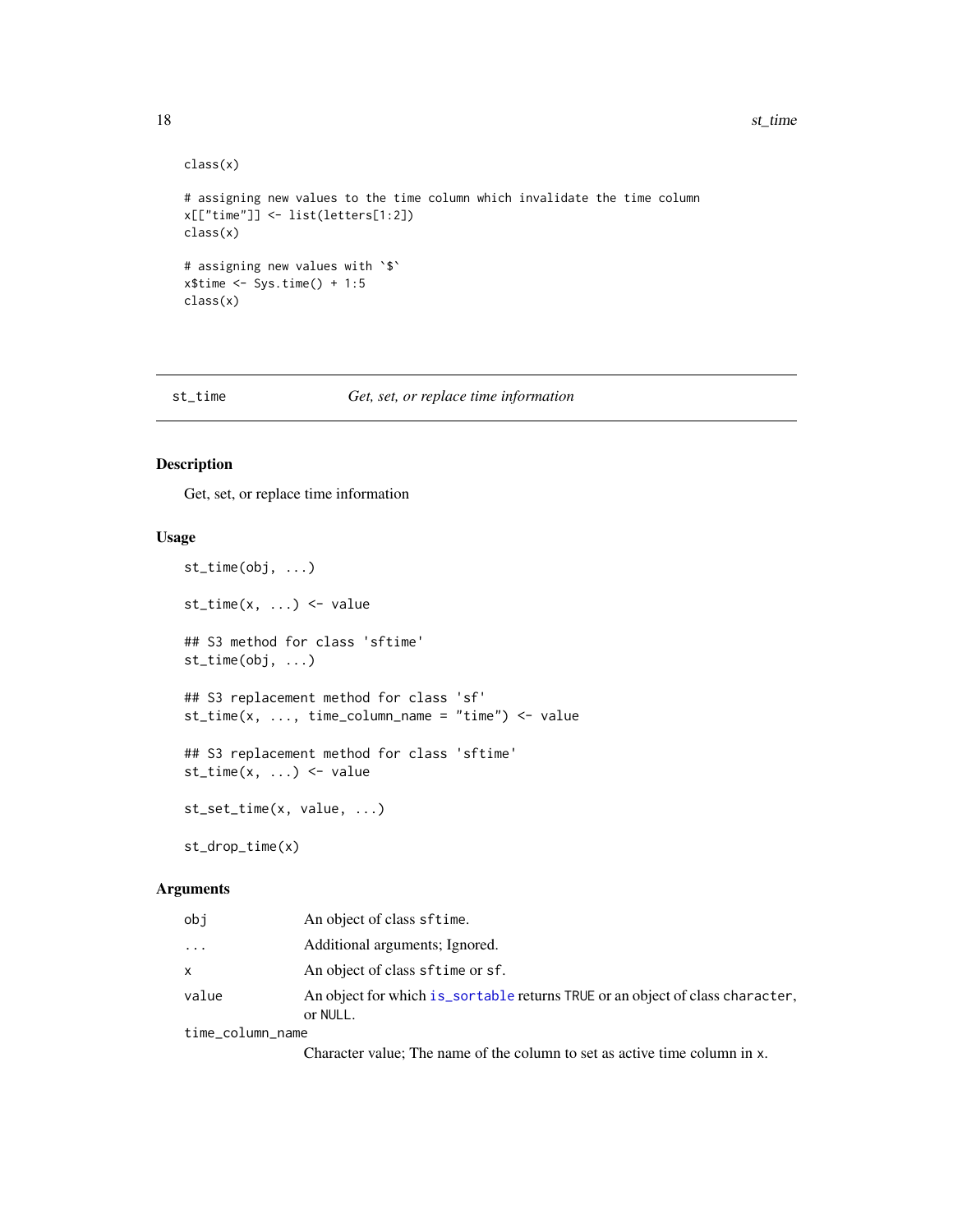```
class(x)

# assigning new values to the time column which invalidate the time column
x[["time"]] <- list(letters[1:2])
class(x)

# assigning new values with `$`
x$time <- Sys.time() + 1:5
class(x)
```

## st_time — *Get, set, or replace time information*

### Description

Get, set, or replace time information

### Usage

```
st_time(obj, ...)

st_time(x, ...) <- value

## S3 method for class 'sftime'
st_time(obj, ...)

## S3 replacement method for class 'sf'
st_time(x, ..., time_column_name = "time") <- value

## S3 replacement method for class 'sftime'
st_time(x, ...) <- value

st_set_time(x, value, ...)

st_drop_time(x)
```

### Arguments

| | |
|---|---|
| `obj` | An object of class `sftime`. |
| `...` | Additional arguments; Ignored. |
| `x` | An object of class `sftime` or `sf`. |
| `value` | An object for which `is_sortable` returns `TRUE` or an object of class `character`, or `NULL`. |
| `time_column_name` | Character value; The name of the column to set as active time column in `x`. |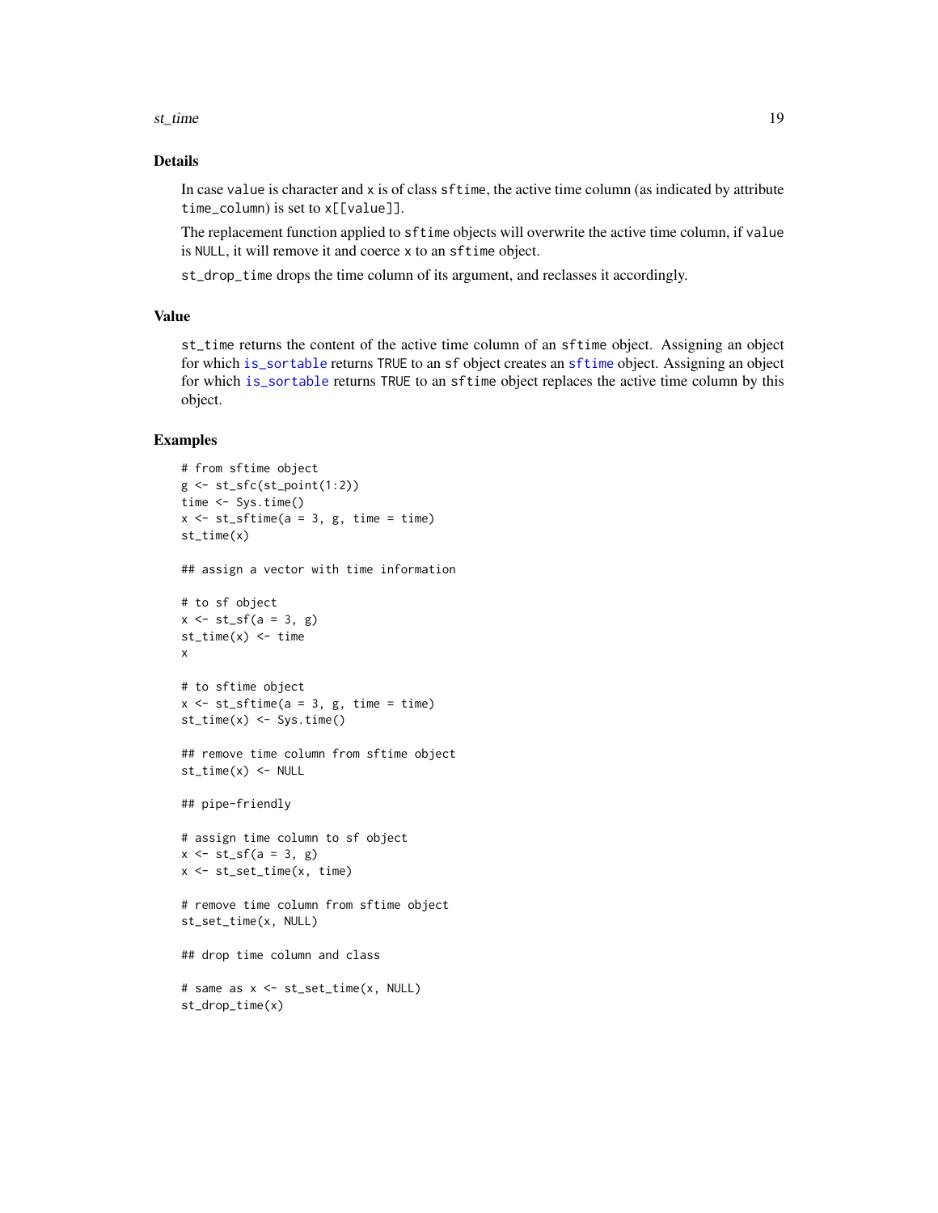## Details

In case `value` is character and `x` is of class `sftime`, the active time column (as indicated by attribute `time_column`) is set to `x[[value]]`.

The replacement function applied to `sftime` objects will overwrite the active time column, if `value` is `NULL`, it will remove it and coerce `x` to an `sftime` object.

`st_drop_time` drops the time column of its argument, and reclasses it accordingly.

## Value

`st_time` returns the content of the active time column of an `sftime` object. Assigning an object for which `is_sortable` returns `TRUE` to an `sf` object creates an `sftime` object. Assigning an object for which `is_sortable` returns `TRUE` to an `sftime` object replaces the active time column by this object.

## Examples

```
# from sftime object
g <- st_sfc(st_point(1:2))
time <- Sys.time()
x <- st_sftime(a = 3, g, time = time)
st_time(x)

## assign a vector with time information

# to sf object
x <- st_sf(a = 3, g)
st_time(x) <- time
x

# to sftime object
x <- st_sftime(a = 3, g, time = time)
st_time(x) <- Sys.time()

## remove time column from sftime object
st_time(x) <- NULL

## pipe-friendly

# assign time column to sf object
x <- st_sf(a = 3, g)
x <- st_set_time(x, time)

# remove time column from sftime object
st_set_time(x, NULL)

## drop time column and class

# same as x <- st_set_time(x, NULL)
st_drop_time(x)
```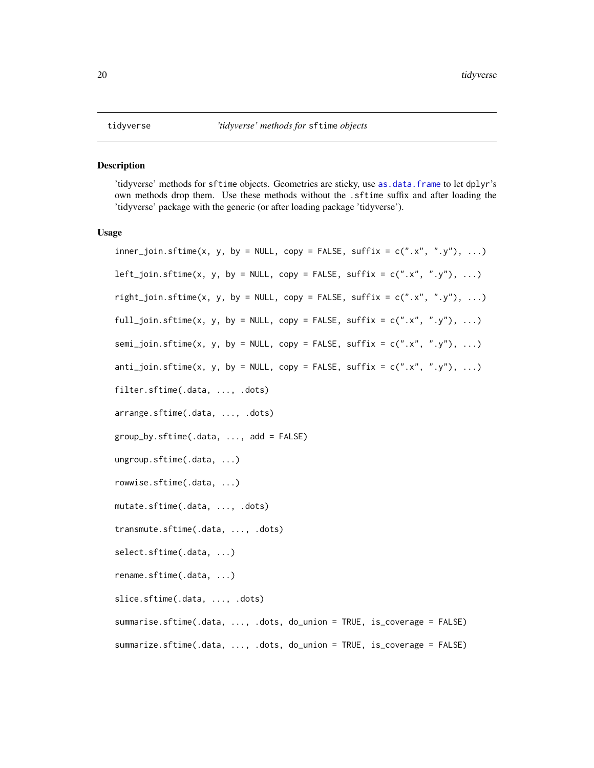tidyverse — *'tidyverse' methods for* `sftime` *objects*

## Description

'tidyverse' methods for `sftime` objects. Geometries are sticky, use `as.data.frame` to let `dplyr`'s own methods drop them. Use these methods without the `.sftime` suffix and after loading the 'tidyverse' package with the generic (or after loading package 'tidyverse').

## Usage

```
inner_join.sftime(x, y, by = NULL, copy = FALSE, suffix = c(".x", ".y"), ...)

left_join.sftime(x, y, by = NULL, copy = FALSE, suffix = c(".x", ".y"), ...)

right_join.sftime(x, y, by = NULL, copy = FALSE, suffix = c(".x", ".y"), ...)

full_join.sftime(x, y, by = NULL, copy = FALSE, suffix = c(".x", ".y"), ...)

semi_join.sftime(x, y, by = NULL, copy = FALSE, suffix = c(".x", ".y"), ...)

anti_join.sftime(x, y, by = NULL, copy = FALSE, suffix = c(".x", ".y"), ...)

filter.sftime(.data, ..., .dots)

arrange.sftime(.data, ..., .dots)

group_by.sftime(.data, ..., add = FALSE)

ungroup.sftime(.data, ...)

rowwise.sftime(.data, ...)

mutate.sftime(.data, ..., .dots)

transmute.sftime(.data, ..., .dots)

select.sftime(.data, ...)

rename.sftime(.data, ...)

slice.sftime(.data, ..., .dots)

summarise.sftime(.data, ..., .dots, do_union = TRUE, is_coverage = FALSE)

summarize.sftime(.data, ..., .dots, do_union = TRUE, is_coverage = FALSE)
```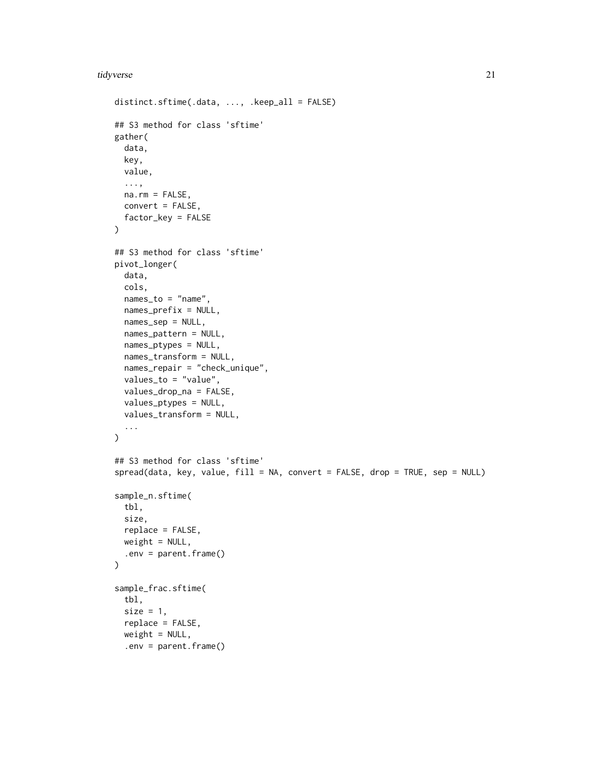```
distinct.sftime(.data, ..., .keep_all = FALSE)

## S3 method for class 'sftime'
gather(
  data,
  key,
  value,
  ...,
  na.rm = FALSE,
  convert = FALSE,
  factor_key = FALSE
)

## S3 method for class 'sftime'
pivot_longer(
  data,
  cols,
  names_to = "name",
  names_prefix = NULL,
  names_sep = NULL,
  names_pattern = NULL,
  names_ptypes = NULL,
  names_transform = NULL,
  names_repair = "check_unique",
  values_to = "value",
  values_drop_na = FALSE,
  values_ptypes = NULL,
  values_transform = NULL,
  ...
)

## S3 method for class 'sftime'
spread(data, key, value, fill = NA, convert = FALSE, drop = TRUE, sep = NULL)

sample_n.sftime(
  tbl,
  size,
  replace = FALSE,
  weight = NULL,
  .env = parent.frame()
)

sample_frac.sftime(
  tbl,
  size = 1,
  replace = FALSE,
  weight = NULL,
  .env = parent.frame()
```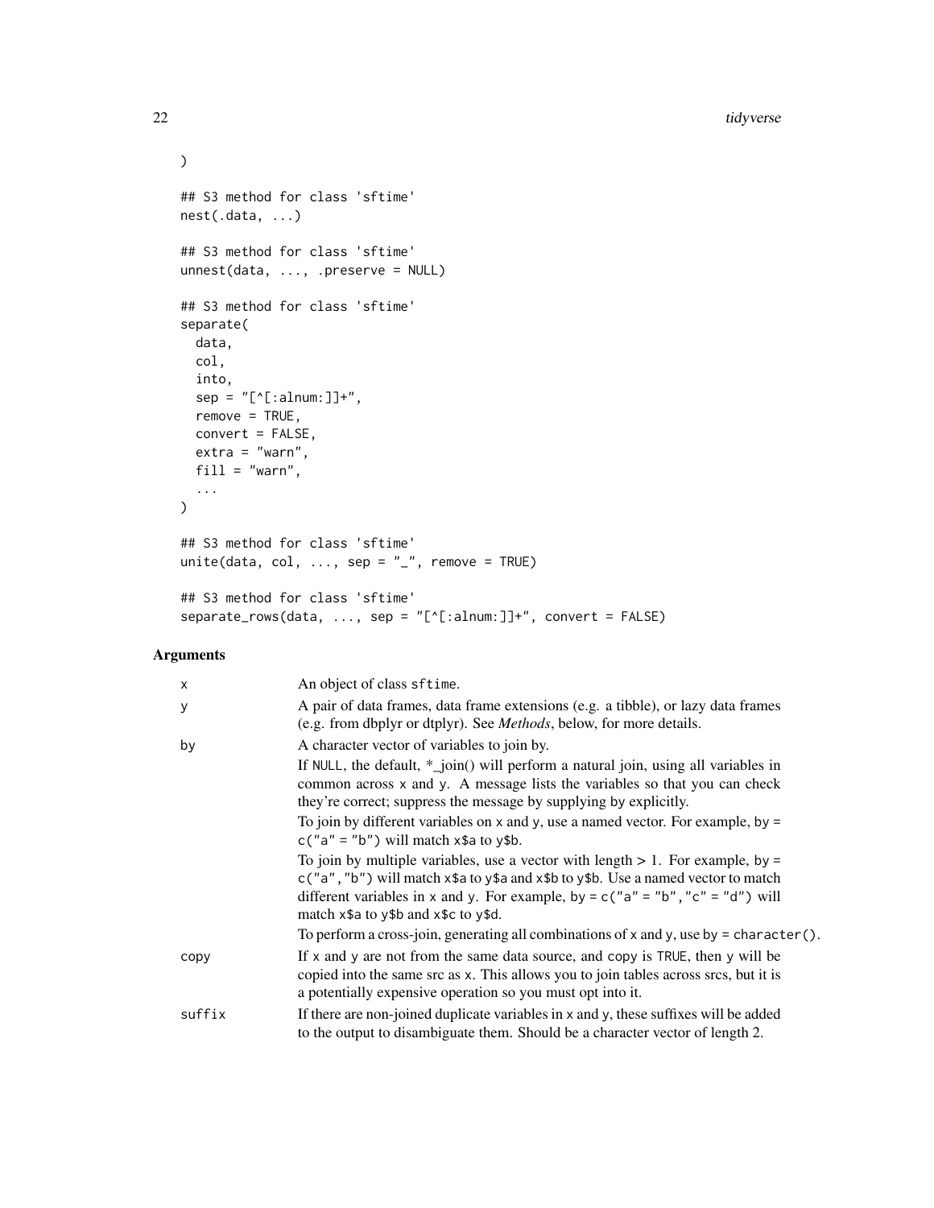```
)

## S3 method for class 'sftime'
nest(.data, ...)

## S3 method for class 'sftime'
unnest(data, ..., .preserve = NULL)

## S3 method for class 'sftime'
separate(
  data,
  col,
  into,
  sep = "[^[:alnum:]]+",
  remove = TRUE,
  convert = FALSE,
  extra = "warn",
  fill = "warn",
  ...
)

## S3 method for class 'sftime'
unite(data, col, ..., sep = "_", remove = TRUE)

## S3 method for class 'sftime'
separate_rows(data, ..., sep = "[^[:alnum:]]+", convert = FALSE)
```

### Arguments

| | |
|---|---|
| `x` | An object of class `sftime`. |
| `y` | A pair of data frames, data frame extensions (e.g. a tibble), or lazy data frames (e.g. from dbplyr or dtplyr). See *Methods*, below, for more details. |
| `by` | A character vector of variables to join by.<br><br>If `NULL`, the default, *_join() will perform a natural join, using all variables in common across `x` and `y`. A message lists the variables so that you can check they're correct; suppress the message by supplying by explicitly.<br><br>To join by different variables on `x` and `y`, use a named vector. For example, `by = c("a" = "b")` will match `x$a` to `y$b`.<br><br>To join by multiple variables, use a vector with length > 1. For example, `by = c("a", "b")` will match `x$a` to `y$a` and `x$b` to `y$b`. Use a named vector to match different variables in `x` and `y`. For example, `by = c("a" = "b", "c" = "d")` will match `x$a` to `y$b` and `x$c` to `y$d`.<br><br>To perform a cross-join, generating all combinations of `x` and `y`, use `by = character()`. |
| `copy` | If `x` and `y` are not from the same data source, and `copy` is `TRUE`, then `y` will be copied into the same src as `x`. This allows you to join tables across srcs, but it is a potentially expensive operation so you must opt into it. |
| `suffix` | If there are non-joined duplicate variables in `x` and `y`, these suffixes will be added to the output to disambiguate them. Should be a character vector of length 2. |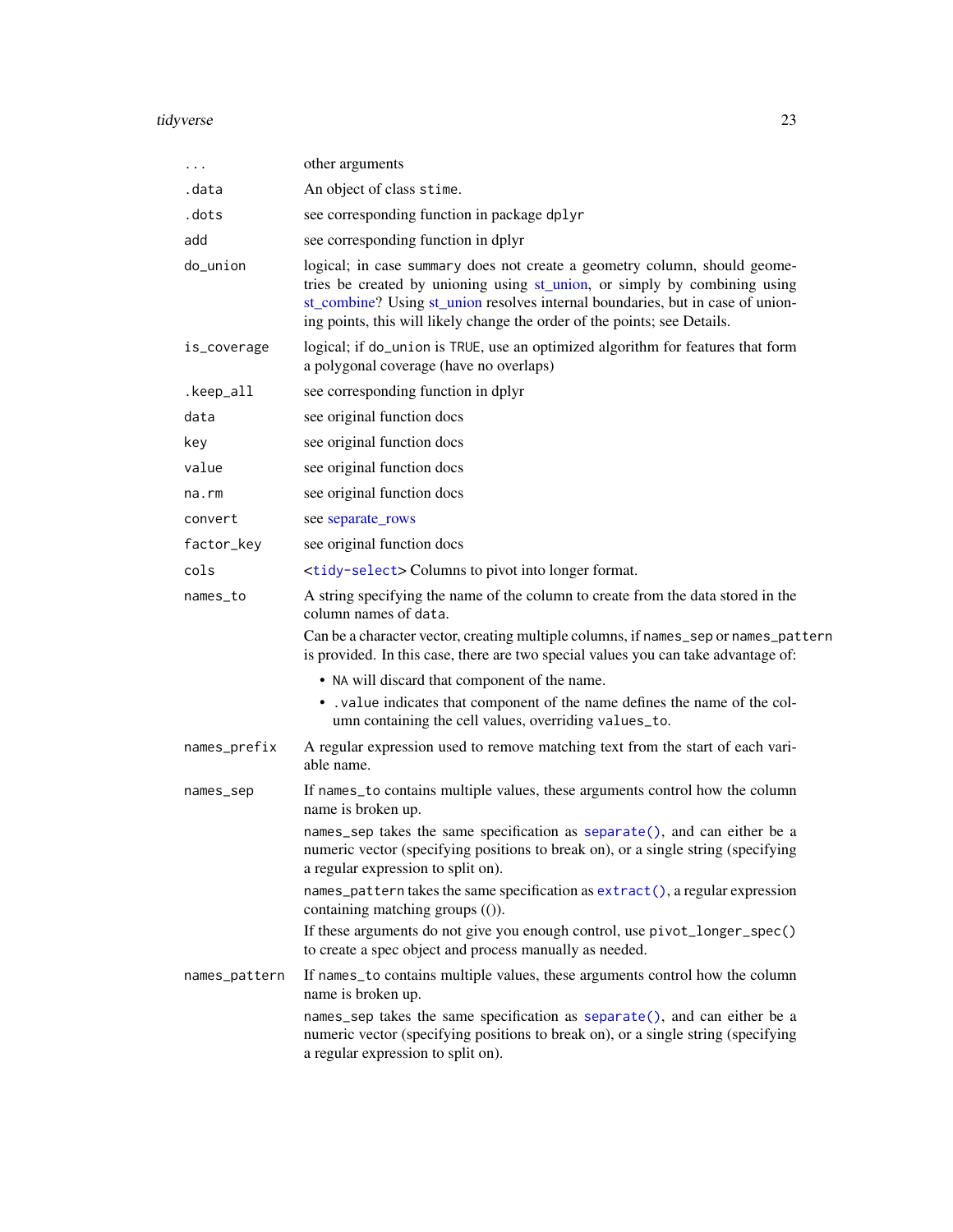| | |
|---|---|
| ... | other arguments |
| .data | An object of class stime. |
| .dots | see corresponding function in package dplyr |
| add | see corresponding function in dplyr |
| do_union | logical; in case summary does not create a geometry column, should geometries be created by unioning using st_union, or simply by combining using st_combine? Using st_union resolves internal boundaries, but in case of unioning points, this will likely change the order of the points; see Details. |
| is_coverage | logical; if do_union is TRUE, use an optimized algorithm for features that form a polygonal coverage (have no overlaps) |
| .keep_all | see corresponding function in dplyr |
| data | see original function docs |
| key | see original function docs |
| value | see original function docs |
| na.rm | see original function docs |
| convert | see separate_rows |
| factor_key | see original function docs |
| cols | <tidy-select> Columns to pivot into longer format. |
| names_to | A string specifying the name of the column to create from the data stored in the column names of data.<br><br>Can be a character vector, creating multiple columns, if names_sep or names_pattern is provided. In this case, there are two special values you can take advantage of:<br><br>• NA will discard that component of the name.<br>• .value indicates that component of the name defines the name of the column containing the cell values, overriding values_to. |
| names_prefix | A regular expression used to remove matching text from the start of each variable name. |
| names_sep | If names_to contains multiple values, these arguments control how the column name is broken up.<br><br>names_sep takes the same specification as separate(), and can either be a numeric vector (specifying positions to break on), or a single string (specifying a regular expression to split on).<br><br>names_pattern takes the same specification as extract(), a regular expression containing matching groups (()).<br><br>If these arguments do not give you enough control, use pivot_longer_spec() to create a spec object and process manually as needed. |
| names_pattern | If names_to contains multiple values, these arguments control how the column name is broken up.<br><br>names_sep takes the same specification as separate(), and can either be a numeric vector (specifying positions to break on), or a single string (specifying a regular expression to split on). |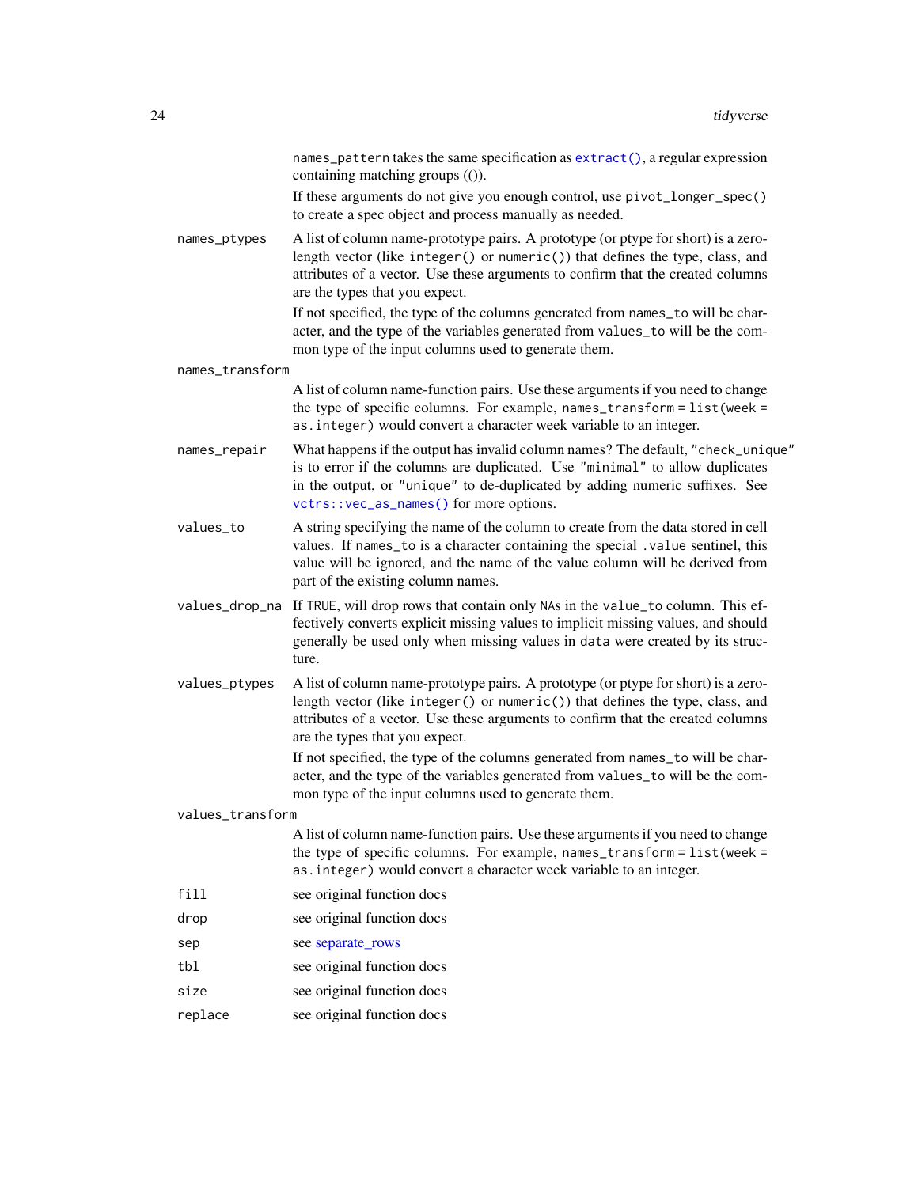names_pattern takes the same specification as `extract()`, a regular expression containing matching groups (()).

If these arguments do not give you enough control, use `pivot_longer_spec()` to create a spec object and process manually as needed.

`names_ptypes`
: A list of column name-prototype pairs. A prototype (or ptype for short) is a zero-length vector (like `integer()` or `numeric()`) that defines the type, class, and attributes of a vector. Use these arguments to confirm that the created columns are the types that you expect.

  If not specified, the type of the columns generated from `names_to` will be character, and the type of the variables generated from `values_to` will be the common type of the input columns used to generate them.

`names_transform`
: A list of column name-function pairs. Use these arguments if you need to change the type of specific columns. For example, `names_transform = list(week = as.integer)` would convert a character week variable to an integer.

`names_repair`
: What happens if the output has invalid column names? The default, `"check_unique"` is to error if the columns are duplicated. Use `"minimal"` to allow duplicates in the output, or `"unique"` to de-duplicated by adding numeric suffixes. See `vctrs::vec_as_names()` for more options.

`values_to`
: A string specifying the name of the column to create from the data stored in cell values. If `names_to` is a character containing the special `.value` sentinel, this value will be ignored, and the name of the value column will be derived from part of the existing column names.

`values_drop_na`
: If `TRUE`, will drop rows that contain only `NA`s in the `value_to` column. This effectively converts explicit missing values to implicit missing values, and should generally be used only when missing values in `data` were created by its structure.

`values_ptypes`
: A list of column name-prototype pairs. A prototype (or ptype for short) is a zero-length vector (like `integer()` or `numeric()`) that defines the type, class, and attributes of a vector. Use these arguments to confirm that the created columns are the types that you expect.

  If not specified, the type of the columns generated from `names_to` will be character, and the type of the variables generated from `values_to` will be the common type of the input columns used to generate them.

`values_transform`
: A list of column name-function pairs. Use these arguments if you need to change the type of specific columns. For example, `names_transform = list(week = as.integer)` would convert a character week variable to an integer.

`fill`
: see original function docs

`drop`
: see original function docs

`sep`
: see separate_rows

`tbl`
: see original function docs

`size`
: see original function docs

`replace`
: see original function docs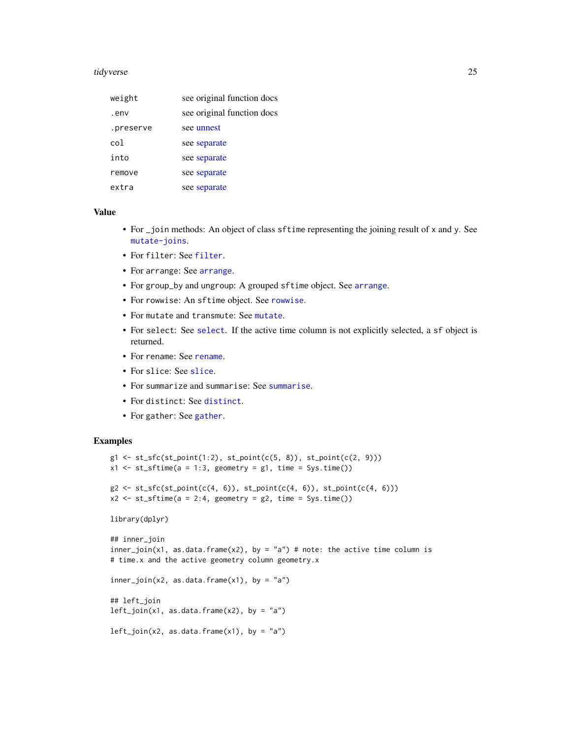| | |
|---|---|
| `weight` | see original function docs |
| `.env` | see original function docs |
| `.preserve` | see unnest |
| `col` | see separate |
| `into` | see separate |
| `remove` | see separate |
| `extra` | see separate |

### Value

- For `_join` methods: An object of class `sftime` representing the joining result of `x` and `y`. See `mutate-joins`.
- For `filter`: See `filter`.
- For `arrange`: See `arrange`.
- For `group_by` and `ungroup`: A grouped `sftime` object. See `arrange`.
- For `rowwise`: An `sftime` object. See `rowwise`.
- For `mutate` and `transmute`: See `mutate`.
- For `select`: See `select`. If the active time column is not explicitly selected, a `sf` object is returned.
- For `rename`: See `rename`.
- For `slice`: See `slice`.
- For `summarize` and `summarise`: See `summarise`.
- For `distinct`: See `distinct`.
- For `gather`: See `gather`.

### Examples

```
g1 <- st_sfc(st_point(1:2), st_point(c(5, 8)), st_point(c(2, 9)))
x1 <- st_sftime(a = 1:3, geometry = g1, time = Sys.time())

g2 <- st_sfc(st_point(c(4, 6)), st_point(c(4, 6)), st_point(c(4, 6)))
x2 <- st_sftime(a = 2:4, geometry = g2, time = Sys.time())

library(dplyr)

## inner_join
inner_join(x1, as.data.frame(x2), by = "a") # note: the active time column is
# time.x and the active geometry column geometry.x

inner_join(x2, as.data.frame(x1), by = "a")

## left_join
left_join(x1, as.data.frame(x2), by = "a")

left_join(x2, as.data.frame(x1), by = "a")
```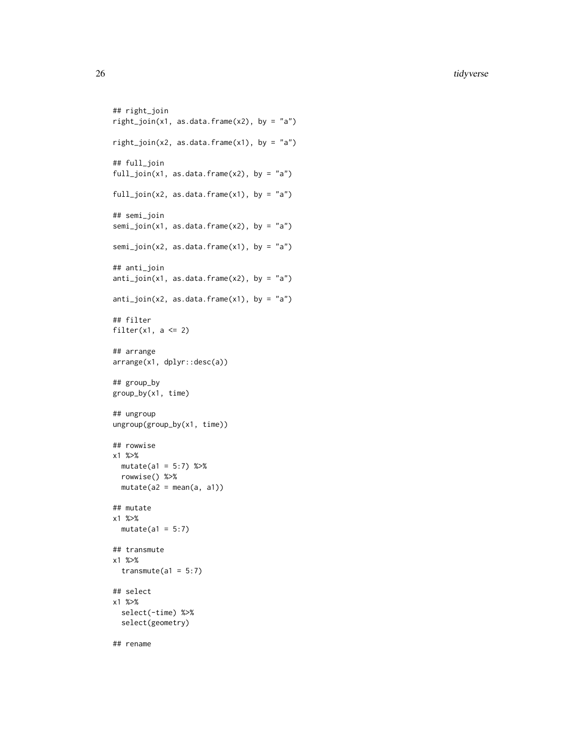```
## right_join
right_join(x1, as.data.frame(x2), by = "a")

right_join(x2, as.data.frame(x1), by = "a")

## full_join
full_join(x1, as.data.frame(x2), by = "a")

full_join(x2, as.data.frame(x1), by = "a")

## semi_join
semi_join(x1, as.data.frame(x2), by = "a")

semi_join(x2, as.data.frame(x1), by = "a")

## anti_join
anti_join(x1, as.data.frame(x2), by = "a")

anti_join(x2, as.data.frame(x1), by = "a")

## filter
filter(x1, a <= 2)

## arrange
arrange(x1, dplyr::desc(a))

## group_by
group_by(x1, time)

## ungroup
ungroup(group_by(x1, time))

## rowwise
x1 %>%
  mutate(a1 = 5:7) %>%
  rowwise() %>%
  mutate(a2 = mean(a, a1))

## mutate
x1 %>%
  mutate(a1 = 5:7)

## transmute
x1 %>%
  transmute(a1 = 5:7)

## select
x1 %>%
  select(-time) %>%
  select(geometry)

## rename
```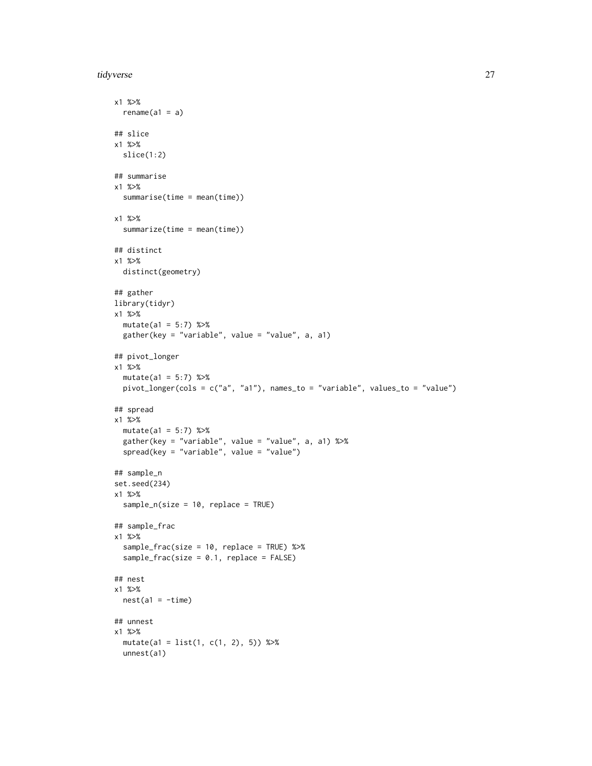```
x1 %>%
  rename(a1 = a)

## slice
x1 %>%
  slice(1:2)

## summarise
x1 %>%
  summarise(time = mean(time))

x1 %>%
  summarize(time = mean(time))

## distinct
x1 %>%
  distinct(geometry)

## gather
library(tidyr)
x1 %>%
  mutate(a1 = 5:7) %>%
  gather(key = "variable", value = "value", a, a1)

## pivot_longer
x1 %>%
  mutate(a1 = 5:7) %>%
  pivot_longer(cols = c("a", "a1"), names_to = "variable", values_to = "value")

## spread
x1 %>%
  mutate(a1 = 5:7) %>%
  gather(key = "variable", value = "value", a, a1) %>%
  spread(key = "variable", value = "value")

## sample_n
set.seed(234)
x1 %>%
  sample_n(size = 10, replace = TRUE)

## sample_frac
x1 %>%
  sample_frac(size = 10, replace = TRUE) %>%
  sample_frac(size = 0.1, replace = FALSE)

## nest
x1 %>%
  nest(a1 = -time)

## unnest
x1 %>%
  mutate(a1 = list(1, c(1, 2), 5)) %>%
  unnest(a1)
```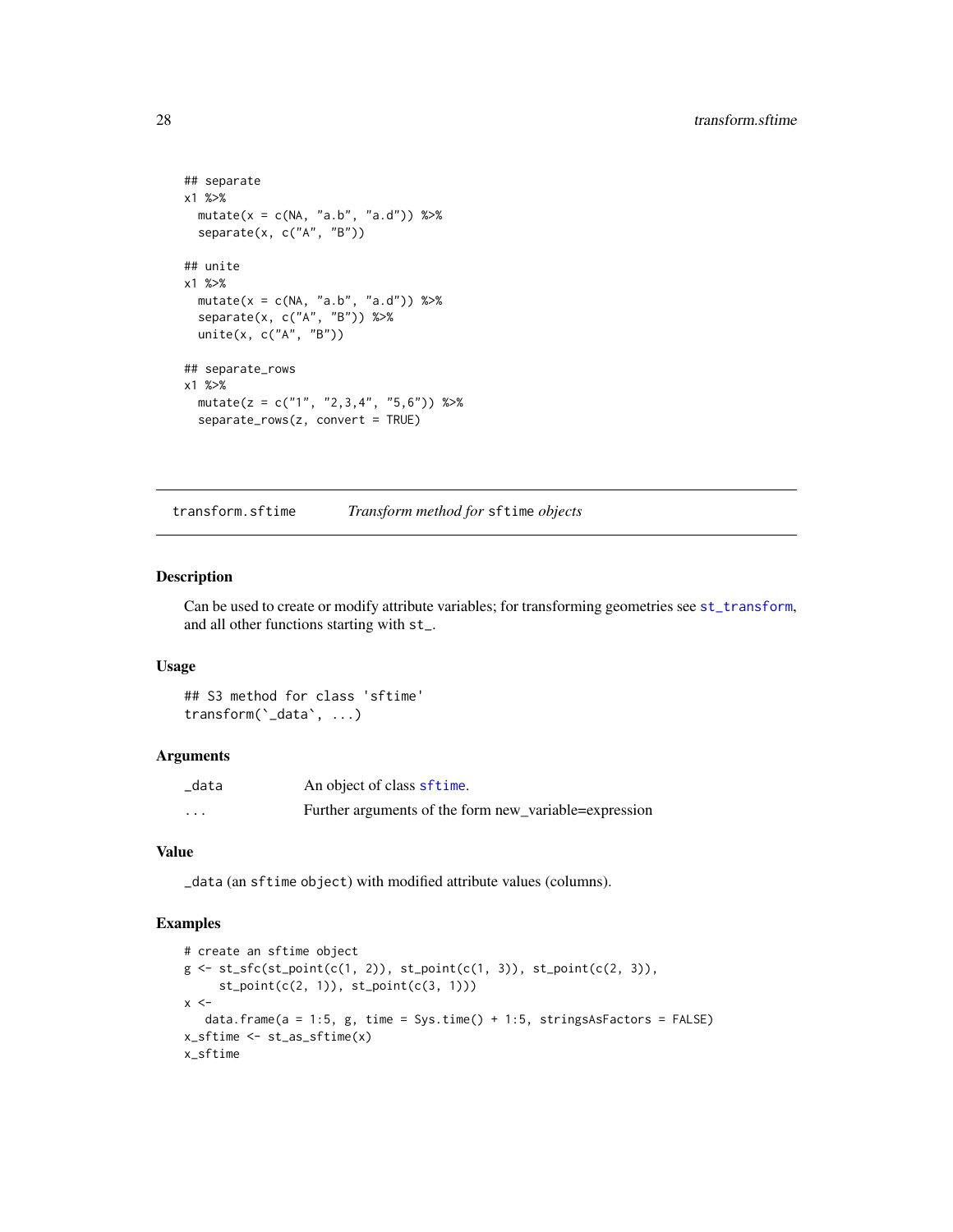```
## separate
x1 %>%
  mutate(x = c(NA, "a.b", "a.d")) %>%
  separate(x, c("A", "B"))

## unite
x1 %>%
  mutate(x = c(NA, "a.b", "a.d")) %>%
  separate(x, c("A", "B")) %>%
  unite(x, c("A", "B"))

## separate_rows
x1 %>%
  mutate(z = c("1", "2,3,4", "5,6")) %>%
  separate_rows(z, convert = TRUE)
```

---

## transform.sftime    *Transform method for* `sftime` *objects*

### Description

Can be used to create or modify attribute variables; for transforming geometries see `st_transform`, and all other functions starting with `st_`.

### Usage

```
## S3 method for class 'sftime'
transform(`_data`, ...)
```

### Arguments

| | |
|---|---|
| `_data` | An object of class `sftime`. |
| `...` | Further arguments of the form new_variable=expression |

### Value

`_data` (an `sftime` object) with modified attribute values (columns).

### Examples

```
# create an sftime object
g <- st_sfc(st_point(c(1, 2)), st_point(c(1, 3)), st_point(c(2, 3)),
     st_point(c(2, 1)), st_point(c(3, 1)))
x <-
   data.frame(a = 1:5, g, time = Sys.time() + 1:5, stringsAsFactors = FALSE)
x_sftime <- st_as_sftime(x)
x_sftime
```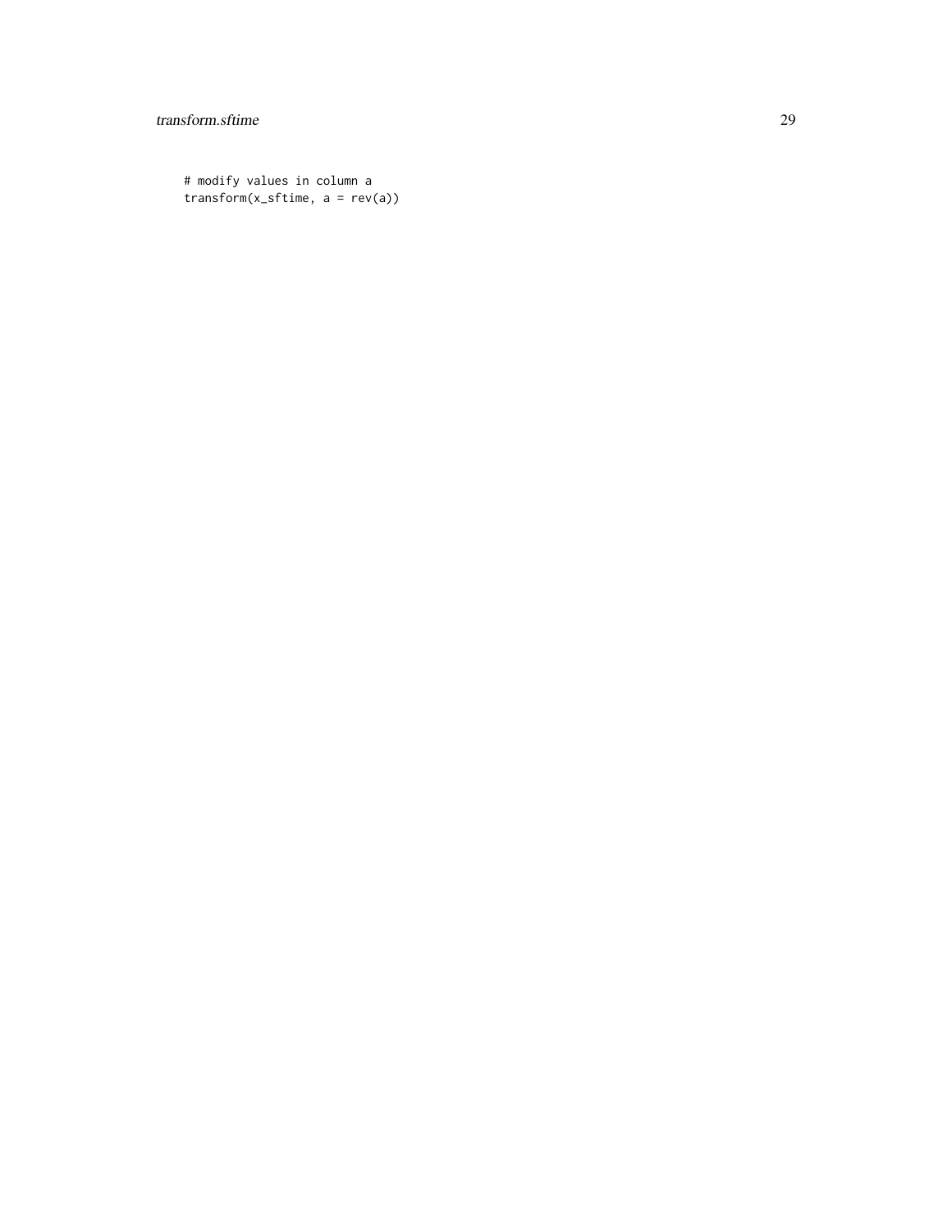```
# modify values in column a
transform(x_sftime, a = rev(a))
```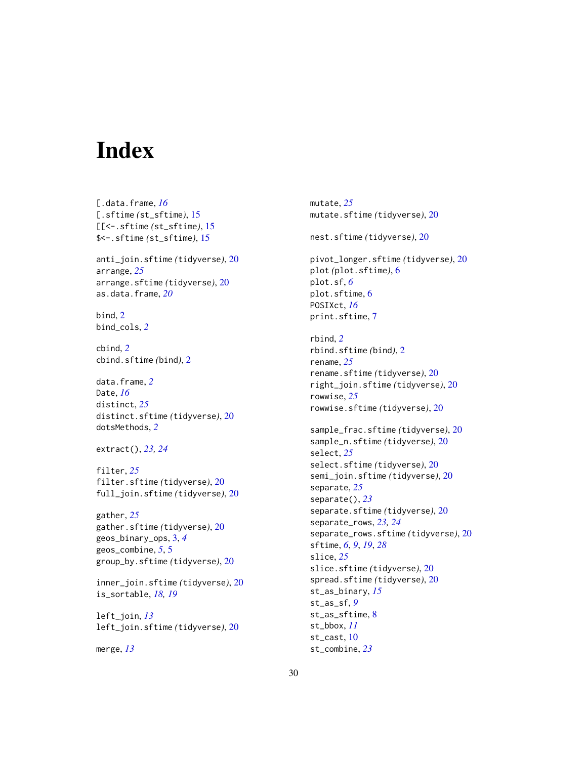# Index

[.data.frame, *16*
[.sftime (st_sftime), 15
[[<-.sftime (st_sftime), 15
$<-.sftime (st_sftime), 15

anti_join.sftime (tidyverse), 20
arrange, *25*
arrange.sftime (tidyverse), 20
as.data.frame, *20*

bind, 2
bind_cols, *2*

cbind, *2*
cbind.sftime (bind), 2

data.frame, *2*
Date, *16*
distinct, *25*
distinct.sftime (tidyverse), 20
dotsMethods, *2*

extract(), *23, 24*

filter, *25*
filter.sftime (tidyverse), 20
full_join.sftime (tidyverse), 20

gather, *25*
gather.sftime (tidyverse), 20
geos_binary_ops, 3, *4*
geos_combine, *5*, 5
group_by.sftime (tidyverse), 20

inner_join.sftime (tidyverse), 20
is_sortable, *18, 19*

left_join, *13*
left_join.sftime (tidyverse), 20

merge, *13*
mutate, *25*
mutate.sftime (tidyverse), 20

nest.sftime (tidyverse), 20

pivot_longer.sftime (tidyverse), 20
plot (plot.sftime), 6
plot.sf, *6*
plot.sftime, 6
POSIXct, *16*
print.sftime, 7

rbind, *2*
rbind.sftime (bind), 2
rename, *25*
rename.sftime (tidyverse), 20
right_join.sftime (tidyverse), 20
rowwise, *25*
rowwise.sftime (tidyverse), 20

sample_frac.sftime (tidyverse), 20
sample_n.sftime (tidyverse), 20
select, *25*
select.sftime (tidyverse), 20
semi_join.sftime (tidyverse), 20
separate, *25*
separate(), *23*
separate.sftime (tidyverse), 20
separate_rows, *23, 24*
separate_rows.sftime (tidyverse), 20
sftime, *6*, *9*, *19*, *28*
slice, *25*
slice.sftime (tidyverse), 20
spread.sftime (tidyverse), 20
st_as_binary, *15*
st_as_sf, *9*
st_as_sftime, 8
st_bbox, *11*
st_cast, 10
st_combine, *23*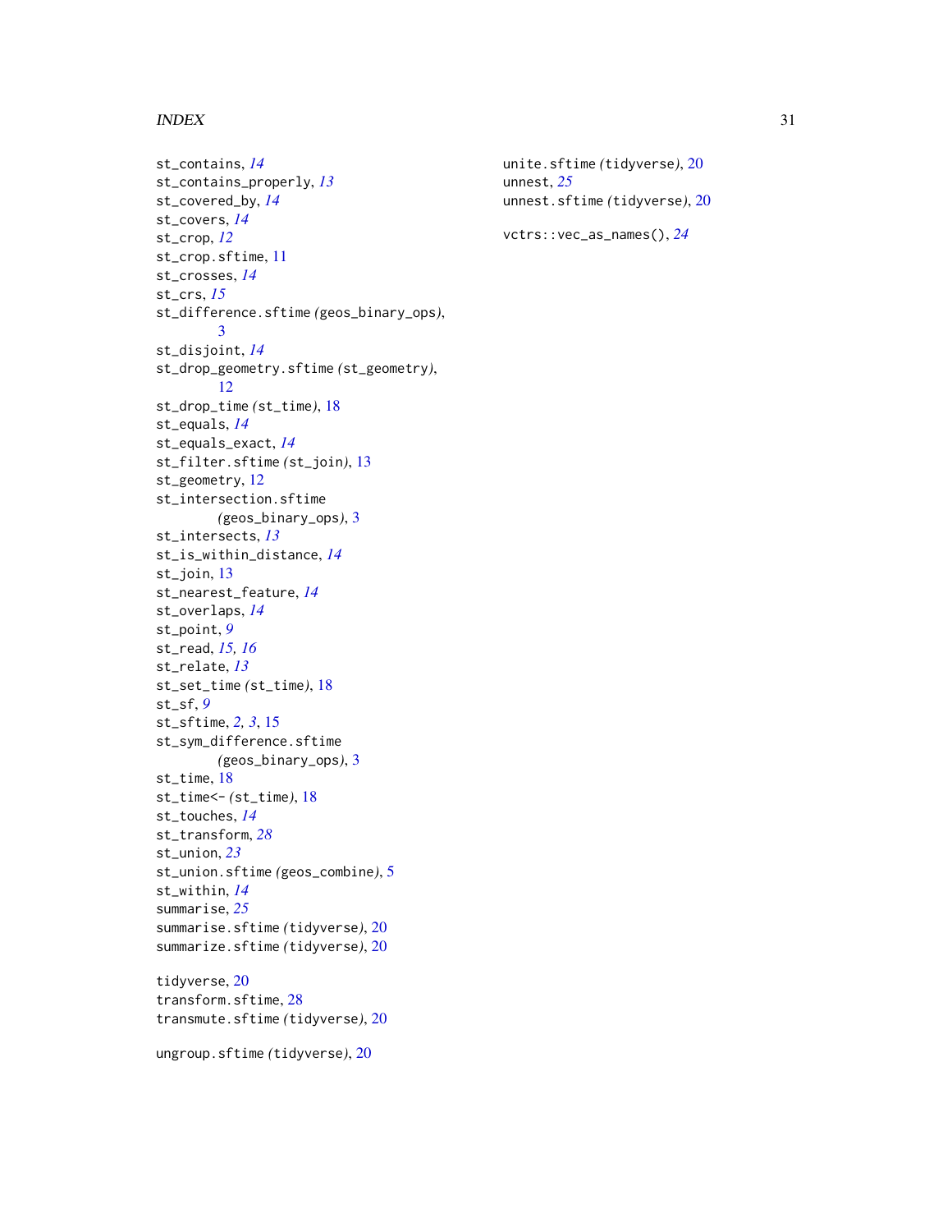st_contains, *14*
st_contains_properly, *13*
st_covered_by, *14*
st_covers, *14*
st_crop, *12*
st_crop.sftime, 11
st_crosses, *14*
st_crs, *15*
st_difference.sftime *(geos_binary_ops)*, 3
st_disjoint, *14*
st_drop_geometry.sftime *(st_geometry)*, 12
st_drop_time *(st_time)*, 18
st_equals, *14*
st_equals_exact, *14*
st_filter.sftime *(st_join)*, 13
st_geometry, 12
st_intersection.sftime *(geos_binary_ops)*, 3
st_intersects, *13*
st_is_within_distance, *14*
st_join, 13
st_nearest_feature, *14*
st_overlaps, *14*
st_point, *9*
st_read, *15, 16*
st_relate, *13*
st_set_time *(st_time)*, 18
st_sf, *9*
st_sftime, *2, 3*, 15
st_sym_difference.sftime *(geos_binary_ops)*, 3
st_time, 18
st_time<- *(st_time)*, 18
st_touches, *14*
st_transform, *28*
st_union, *23*
st_union.sftime *(geos_combine)*, 5
st_within, *14*
summarise, *25*
summarise.sftime *(tidyverse)*, 20
summarize.sftime *(tidyverse)*, 20

tidyverse, 20
transform.sftime, 28
transmute.sftime *(tidyverse)*, 20

ungroup.sftime *(tidyverse)*, 20
unite.sftime *(tidyverse)*, 20
unnest, *25*
unnest.sftime *(tidyverse)*, 20

vctrs::vec_as_names(), *24*